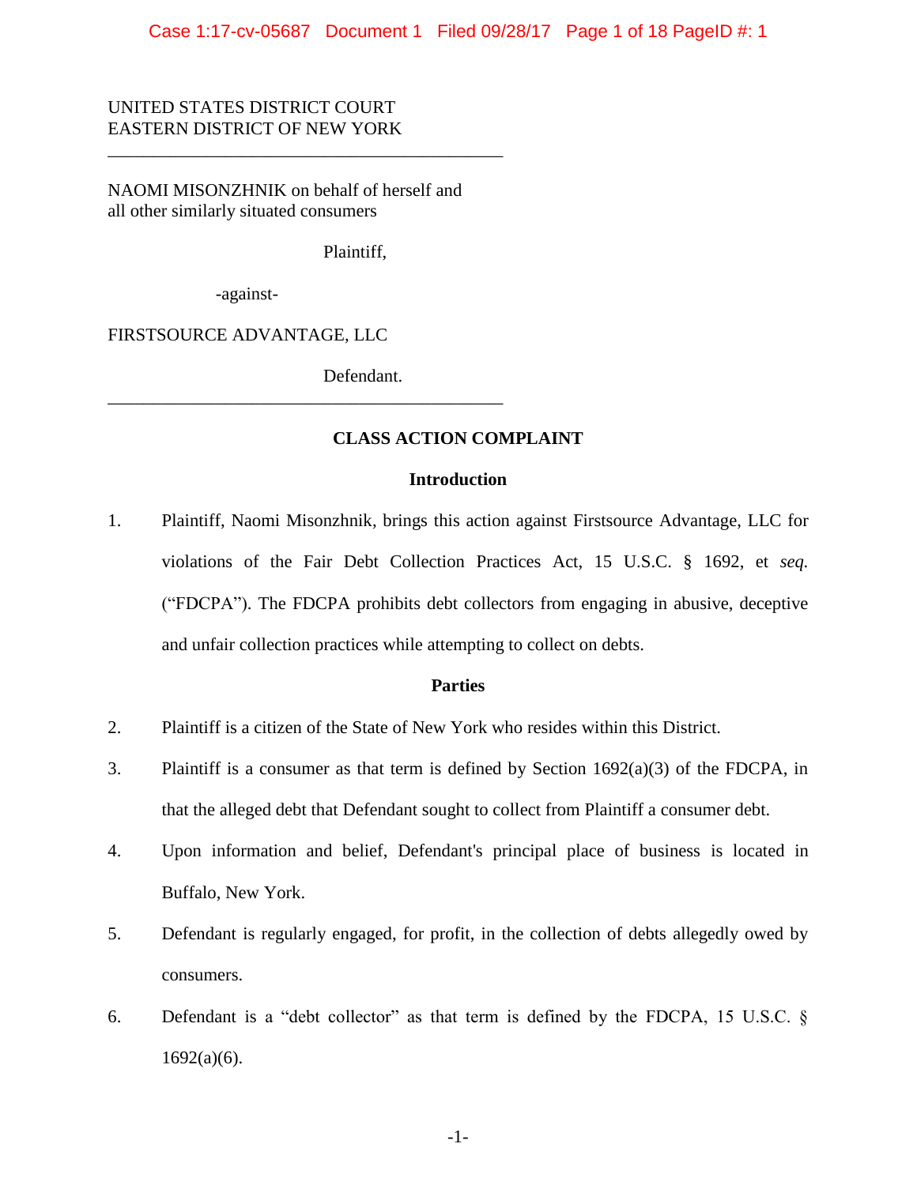UNITED STATES DISTRICT COURT
EASTERN DISTRICT OF NEW YORK

---

NAOMI MISONZHNIK on behalf of herself and all other similarly situated consumers

Plaintiff,

-against-

FIRSTSOURCE ADVANTAGE, LLC

Defendant.

---

**CLASS ACTION COMPLAINT**

**Introduction**

1. Plaintiff, Naomi Misonzhnik, brings this action against Firstsource Advantage, LLC for violations of the Fair Debt Collection Practices Act, 15 U.S.C. § 1692, et *seq.* ("FDCPA"). The FDCPA prohibits debt collectors from engaging in abusive, deceptive and unfair collection practices while attempting to collect on debts.

**Parties**

2. Plaintiff is a citizen of the State of New York who resides within this District.

3. Plaintiff is a consumer as that term is defined by Section 1692(a)(3) of the FDCPA, in that the alleged debt that Defendant sought to collect from Plaintiff a consumer debt.

4. Upon information and belief, Defendant's principal place of business is located in Buffalo, New York.

5. Defendant is regularly engaged, for profit, in the collection of debts allegedly owed by consumers.

6. Defendant is a "debt collector" as that term is defined by the FDCPA, 15 U.S.C. § 1692(a)(6).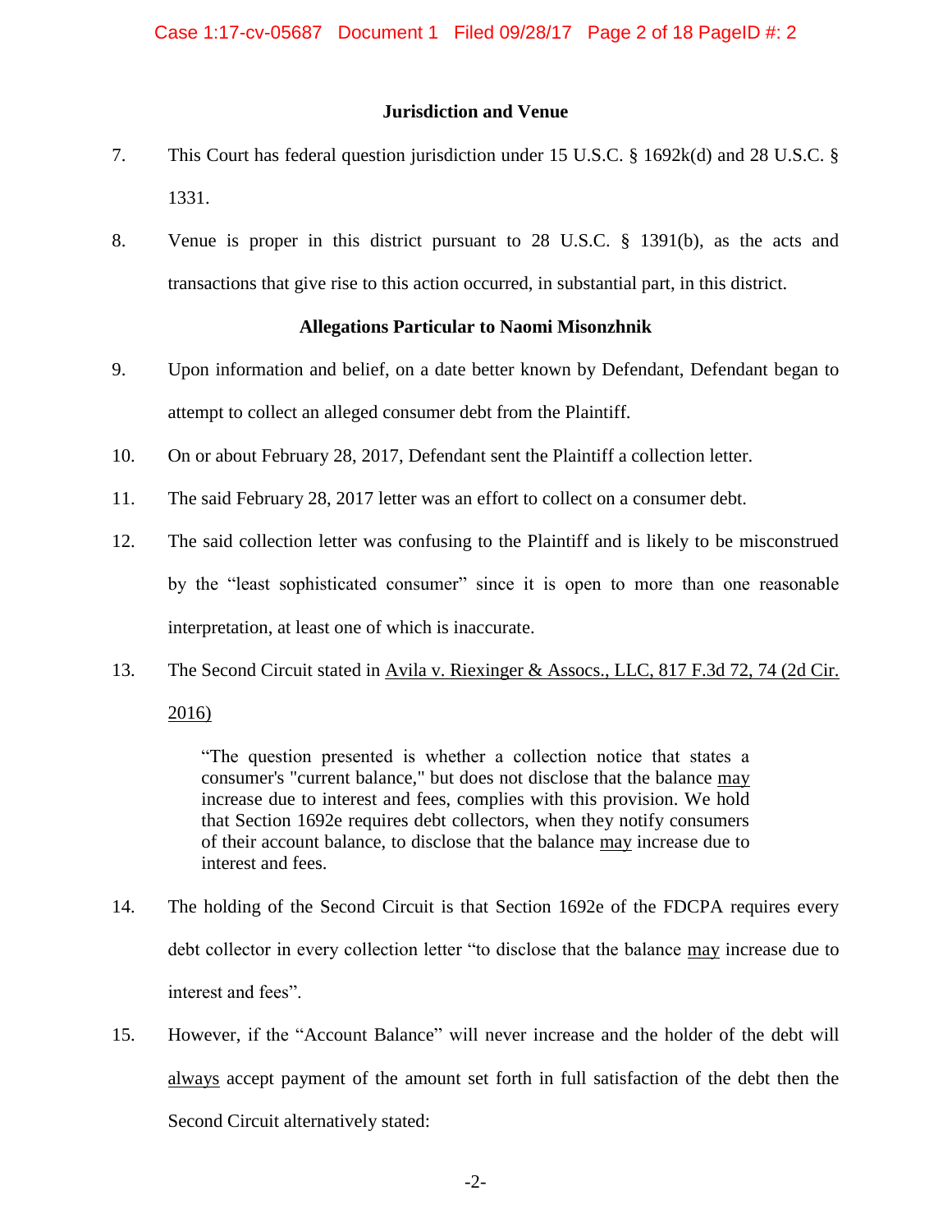### Jurisdiction and Venue

7. This Court has federal question jurisdiction under 15 U.S.C. § 1692k(d) and 28 U.S.C. § 1331.

8. Venue is proper in this district pursuant to 28 U.S.C. § 1391(b), as the acts and transactions that give rise to this action occurred, in substantial part, in this district.

### Allegations Particular to Naomi Misonzhnik

9. Upon information and belief, on a date better known by Defendant, Defendant began to attempt to collect an alleged consumer debt from the Plaintiff.

10. On or about February 28, 2017, Defendant sent the Plaintiff a collection letter.

11. The said February 28, 2017 letter was an effort to collect on a consumer debt.

12. The said collection letter was confusing to the Plaintiff and is likely to be misconstrued by the "least sophisticated consumer" since it is open to more than one reasonable interpretation, at least one of which is inaccurate.

13. The Second Circuit stated in Avila v. Riexinger & Assocs., LLC, 817 F.3d 72, 74 (2d Cir. 2016)

> "The question presented is whether a collection notice that states a consumer's "current balance," but does not disclose that the balance may increase due to interest and fees, complies with this provision. We hold that Section 1692e requires debt collectors, when they notify consumers of their account balance, to disclose that the balance may increase due to interest and fees.

14. The holding of the Second Circuit is that Section 1692e of the FDCPA requires every debt collector in every collection letter "to disclose that the balance may increase due to interest and fees".

15. However, if the "Account Balance" will never increase and the holder of the debt will always accept payment of the amount set forth in full satisfaction of the debt then the Second Circuit alternatively stated: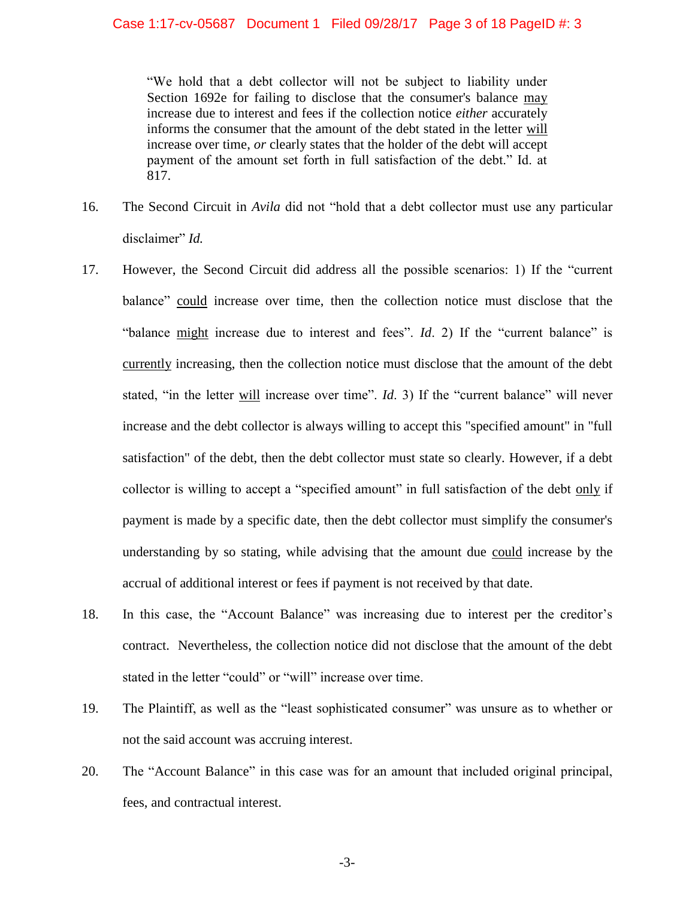> "We hold that a debt collector will not be subject to liability under Section 1692e for failing to disclose that the consumer's balance <u>may</u> increase due to interest and fees if the collection notice *either* accurately informs the consumer that the amount of the debt stated in the letter <u>will</u> increase over time, *or* clearly states that the holder of the debt will accept payment of the amount set forth in full satisfaction of the debt." Id. at 817.

16. The Second Circuit in *Avila* did not "hold that a debt collector must use any particular disclaimer" *Id.*

17. However, the Second Circuit did address all the possible scenarios: 1) If the "current balance" <u>could</u> increase over time, then the collection notice must disclose that the "balance <u>might</u> increase due to interest and fees". *Id*. 2) If the "current balance" is <u>currently</u> increasing, then the collection notice must disclose that the amount of the debt stated, "in the letter <u>will</u> increase over time". *Id*. 3) If the "current balance" will never increase and the debt collector is always willing to accept this "specified amount" in "full satisfaction" of the debt, then the debt collector must state so clearly. However, if a debt collector is willing to accept a "specified amount" in full satisfaction of the debt <u>only</u> if payment is made by a specific date, then the debt collector must simplify the consumer's understanding by so stating, while advising that the amount due <u>could</u> increase by the accrual of additional interest or fees if payment is not received by that date.

18. In this case, the "Account Balance" was increasing due to interest per the creditor's contract. Nevertheless, the collection notice did not disclose that the amount of the debt stated in the letter "could" or "will" increase over time.

19. The Plaintiff, as well as the "least sophisticated consumer" was unsure as to whether or not the said account was accruing interest.

20. The "Account Balance" in this case was for an amount that included original principal, fees, and contractual interest.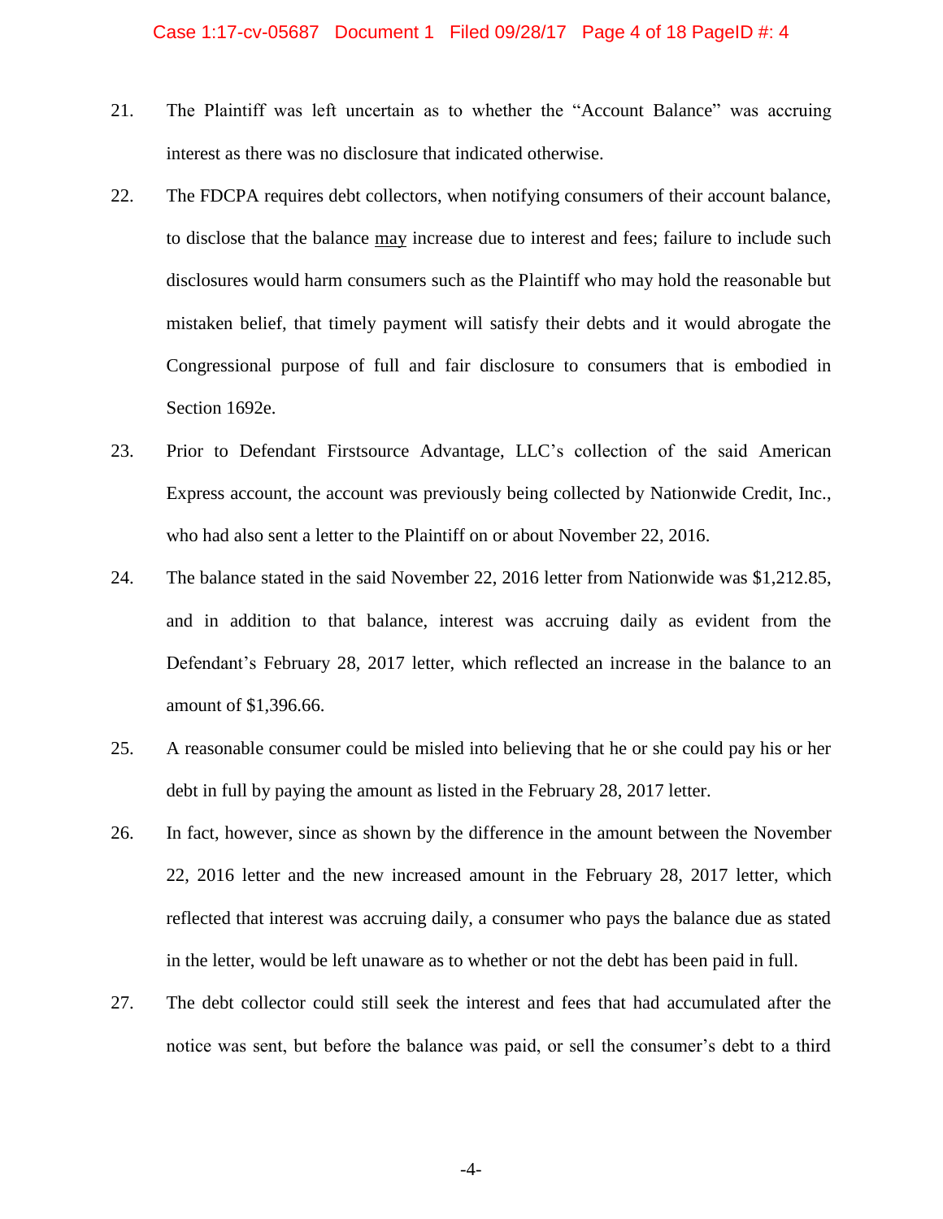21. The Plaintiff was left uncertain as to whether the "Account Balance" was accruing interest as there was no disclosure that indicated otherwise.

22. The FDCPA requires debt collectors, when notifying consumers of their account balance, to disclose that the balance <u>may</u> increase due to interest and fees; failure to include such disclosures would harm consumers such as the Plaintiff who may hold the reasonable but mistaken belief, that timely payment will satisfy their debts and it would abrogate the Congressional purpose of full and fair disclosure to consumers that is embodied in Section 1692e.

23. Prior to Defendant Firstsource Advantage, LLC's collection of the said American Express account, the account was previously being collected by Nationwide Credit, Inc., who had also sent a letter to the Plaintiff on or about November 22, 2016.

24. The balance stated in the said November 22, 2016 letter from Nationwide was $1,212.85, and in addition to that balance, interest was accruing daily as evident from the Defendant's February 28, 2017 letter, which reflected an increase in the balance to an amount of $1,396.66.

25. A reasonable consumer could be misled into believing that he or she could pay his or her debt in full by paying the amount as listed in the February 28, 2017 letter.

26. In fact, however, since as shown by the difference in the amount between the November 22, 2016 letter and the new increased amount in the February 28, 2017 letter, which reflected that interest was accruing daily, a consumer who pays the balance due as stated in the letter, would be left unaware as to whether or not the debt has been paid in full.

27. The debt collector could still seek the interest and fees that had accumulated after the notice was sent, but before the balance was paid, or sell the consumer's debt to a third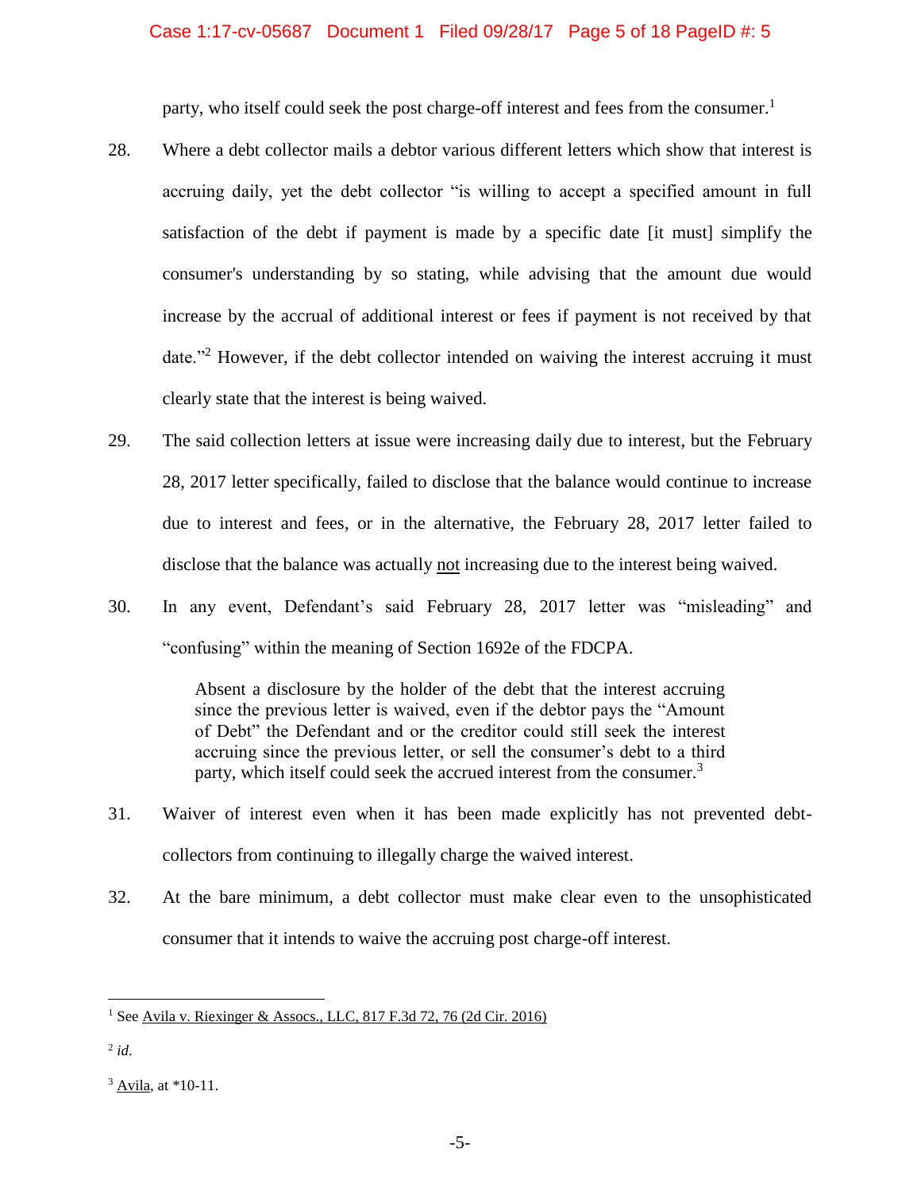party, who itself could seek the post charge-off interest and fees from the consumer.[1]

28. Where a debt collector mails a debtor various different letters which show that interest is accruing daily, yet the debt collector "is willing to accept a specified amount in full satisfaction of the debt if payment is made by a specific date [it must] simplify the consumer's understanding by so stating, while advising that the amount due would increase by the accrual of additional interest or fees if payment is not received by that date."[2] However, if the debt collector intended on waiving the interest accruing it must clearly state that the interest is being waived.

29. The said collection letters at issue were increasing daily due to interest, but the February 28, 2017 letter specifically, failed to disclose that the balance would continue to increase due to interest and fees, or in the alternative, the February 28, 2017 letter failed to disclose that the balance was actually not increasing due to the interest being waived.

30. In any event, Defendant's said February 28, 2017 letter was "misleading" and "confusing" within the meaning of Section 1692e of the FDCPA.

> Absent a disclosure by the holder of the debt that the interest accruing since the previous letter is waived, even if the debtor pays the "Amount of Debt" the Defendant and or the creditor could still seek the interest accruing since the previous letter, or sell the consumer's debt to a third party, which itself could seek the accrued interest from the consumer.[3]

31. Waiver of interest even when it has been made explicitly has not prevented debt-collectors from continuing to illegally charge the waived interest.

32. At the bare minimum, a debt collector must make clear even to the unsophisticated consumer that it intends to waive the accruing post charge-off interest.

---

[1] See Avila v. Riexinger & Assocs., LLC, 817 F.3d 72, 76 (2d Cir. 2016)

[2] *id*.

[3] Avila, at *10-11.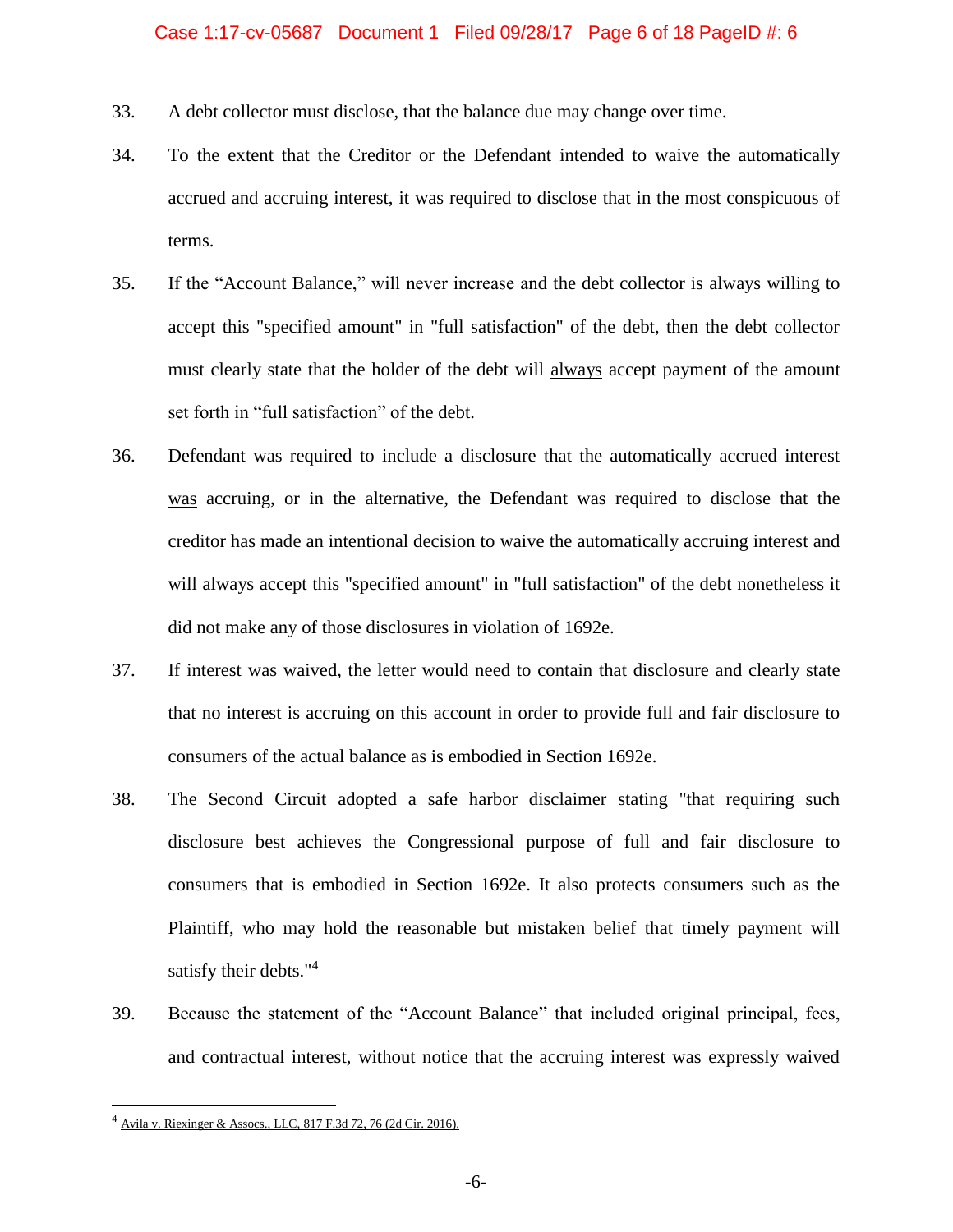33. A debt collector must disclose, that the balance due may change over time.

34. To the extent that the Creditor or the Defendant intended to waive the automatically accrued and accruing interest, it was required to disclose that in the most conspicuous of terms.

35. If the "Account Balance," will never increase and the debt collector is always willing to accept this "specified amount" in "full satisfaction" of the debt, then the debt collector must clearly state that the holder of the debt will always accept payment of the amount set forth in "full satisfaction" of the debt.

36. Defendant was required to include a disclosure that the automatically accrued interest was accruing, or in the alternative, the Defendant was required to disclose that the creditor has made an intentional decision to waive the automatically accruing interest and will always accept this "specified amount" in "full satisfaction" of the debt nonetheless it did not make any of those disclosures in violation of 1692e.

37. If interest was waived, the letter would need to contain that disclosure and clearly state that no interest is accruing on this account in order to provide full and fair disclosure to consumers of the actual balance as is embodied in Section 1692e.

38. The Second Circuit adopted a safe harbor disclaimer stating "that requiring such disclosure best achieves the Congressional purpose of full and fair disclosure to consumers that is embodied in Section 1692e. It also protects consumers such as the Plaintiff, who may hold the reasonable but mistaken belief that timely payment will satisfy their debts."[4]

39. Because the statement of the "Account Balance" that included original principal, fees, and contractual interest, without notice that the accruing interest was expressly waived

---

[4] Avila v. Riexinger & Assocs., LLC, 817 F.3d 72, 76 (2d Cir. 2016).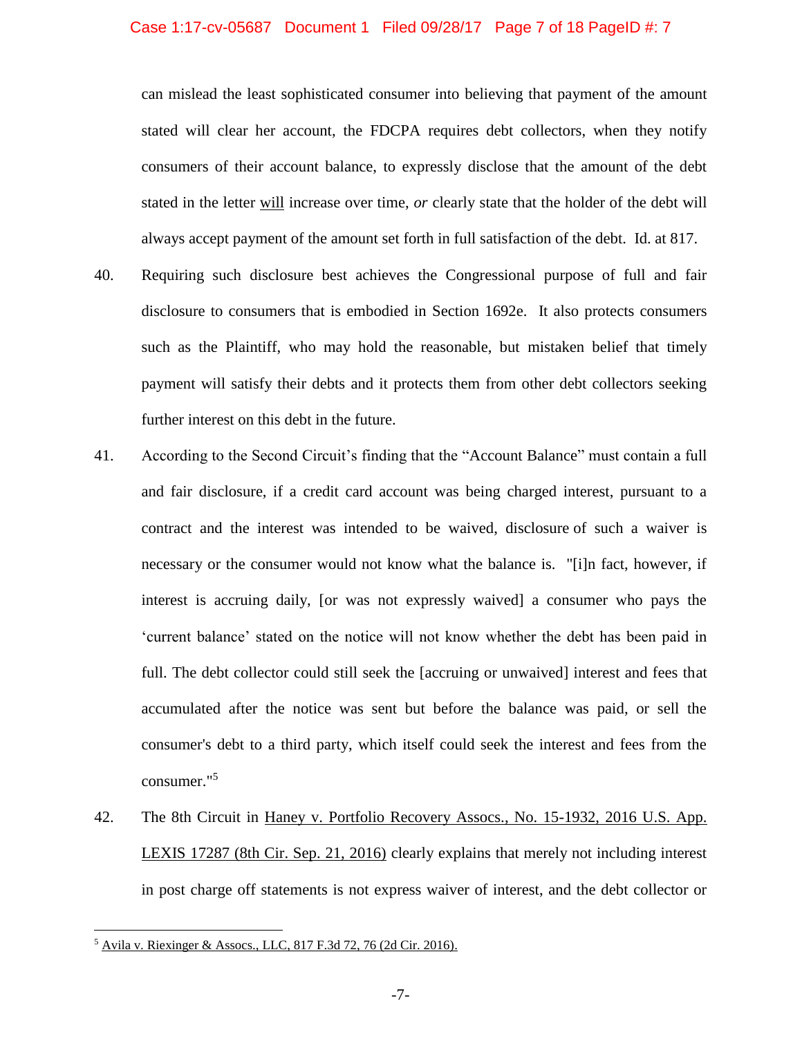can mislead the least sophisticated consumer into believing that payment of the amount stated will clear her account, the FDCPA requires debt collectors, when they notify consumers of their account balance, to expressly disclose that the amount of the debt stated in the letter will increase over time, *or* clearly state that the holder of the debt will always accept payment of the amount set forth in full satisfaction of the debt. Id. at 817.

40. Requiring such disclosure best achieves the Congressional purpose of full and fair disclosure to consumers that is embodied in Section 1692e. It also protects consumers such as the Plaintiff, who may hold the reasonable, but mistaken belief that timely payment will satisfy their debts and it protects them from other debt collectors seeking further interest on this debt in the future.

41. According to the Second Circuit's finding that the "Account Balance" must contain a full and fair disclosure, if a credit card account was being charged interest, pursuant to a contract and the interest was intended to be waived, disclosure of such a waiver is necessary or the consumer would not know what the balance is. "[i]n fact, however, if interest is accruing daily, [or was not expressly waived] a consumer who pays the 'current balance' stated on the notice will not know whether the debt has been paid in full. The debt collector could still seek the [accruing or unwaived] interest and fees that accumulated after the notice was sent but before the balance was paid, or sell the consumer's debt to a third party, which itself could seek the interest and fees from the consumer."[5]

42. The 8th Circuit in Haney v. Portfolio Recovery Assocs., No. 15-1932, 2016 U.S. App. LEXIS 17287 (8th Cir. Sep. 21, 2016) clearly explains that merely not including interest in post charge off statements is not express waiver of interest, and the debt collector or

[5] Avila v. Riexinger & Assocs., LLC, 817 F.3d 72, 76 (2d Cir. 2016).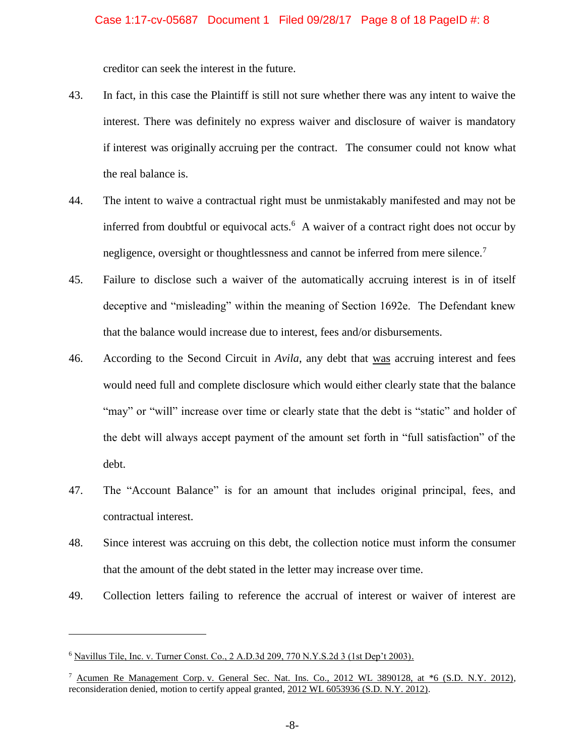creditor can seek the interest in the future.

43. In fact, in this case the Plaintiff is still not sure whether there was any intent to waive the interest. There was definitely no express waiver and disclosure of waiver is mandatory if interest was originally accruing per the contract. The consumer could not know what the real balance is.

44. The intent to waive a contractual right must be unmistakably manifested and may not be inferred from doubtful or equivocal acts.[6] A waiver of a contract right does not occur by negligence, oversight or thoughtlessness and cannot be inferred from mere silence.[7]

45. Failure to disclose such a waiver of the automatically accruing interest is in of itself deceptive and "misleading" within the meaning of Section 1692e. The Defendant knew that the balance would increase due to interest, fees and/or disbursements.

46. According to the Second Circuit in *Avila*, any debt that was accruing interest and fees would need full and complete disclosure which would either clearly state that the balance "may" or "will" increase over time or clearly state that the debt is "static" and holder of the debt will always accept payment of the amount set forth in "full satisfaction" of the debt.

47. The "Account Balance" is for an amount that includes original principal, fees, and contractual interest.

48. Since interest was accruing on this debt, the collection notice must inform the consumer that the amount of the debt stated in the letter may increase over time.

49. Collection letters failing to reference the accrual of interest or waiver of interest are

---

[6] Navillus Tile, Inc. v. Turner Const. Co., 2 A.D.3d 209, 770 N.Y.S.2d 3 (1st Dep't 2003).

[7] Acumen Re Management Corp. v. General Sec. Nat. Ins. Co., 2012 WL 3890128, at *6 (S.D. N.Y. 2012), reconsideration denied, motion to certify appeal granted, 2012 WL 6053936 (S.D. N.Y. 2012).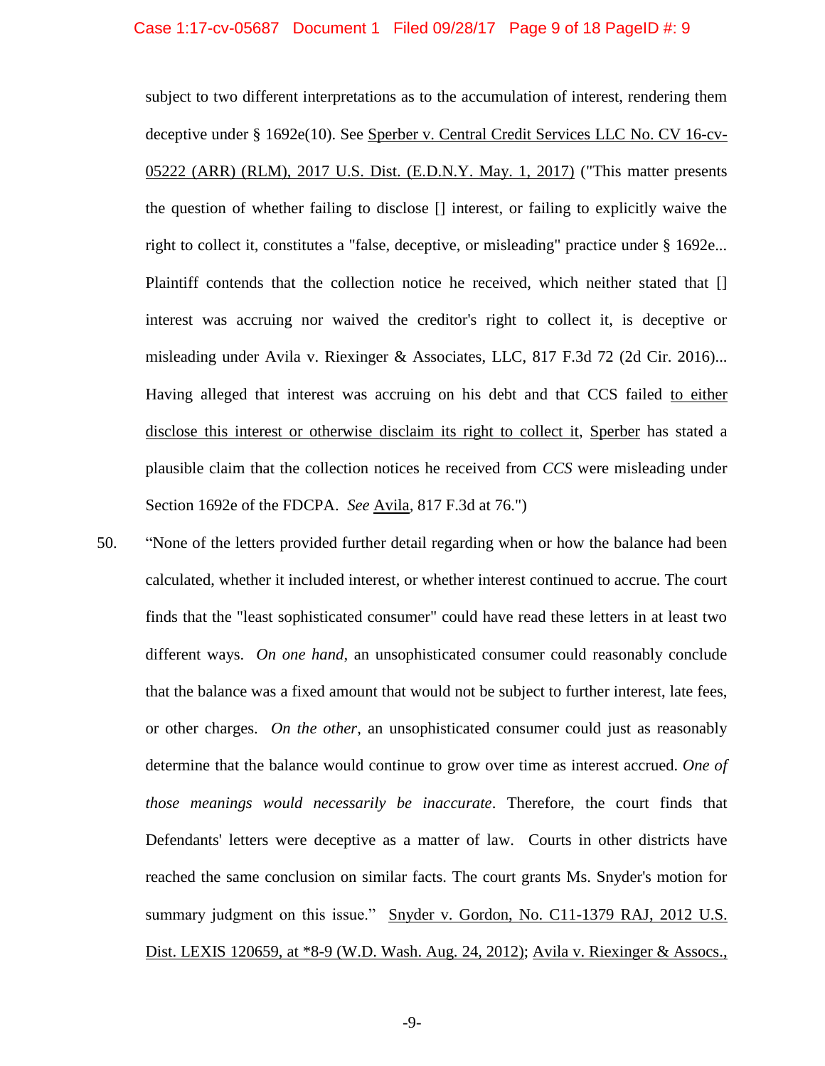subject to two different interpretations as to the accumulation of interest, rendering them deceptive under § 1692e(10). See Sperber v. Central Credit Services LLC No. CV 16-cv-05222 (ARR) (RLM), 2017 U.S. Dist. (E.D.N.Y. May. 1, 2017) ("This matter presents the question of whether failing to disclose [] interest, or failing to explicitly waive the right to collect it, constitutes a "false, deceptive, or misleading" practice under § 1692e... Plaintiff contends that the collection notice he received, which neither stated that [] interest was accruing nor waived the creditor's right to collect it, is deceptive or misleading under Avila v. Riexinger & Associates, LLC, 817 F.3d 72 (2d Cir. 2016)... Having alleged that interest was accruing on his debt and that CCS failed to either disclose this interest or otherwise disclaim its right to collect it, Sperber has stated a plausible claim that the collection notices he received from *CCS* were misleading under Section 1692e of the FDCPA. *See* Avila, 817 F.3d at 76.")

50. "None of the letters provided further detail regarding when or how the balance had been calculated, whether it included interest, or whether interest continued to accrue. The court finds that the "least sophisticated consumer" could have read these letters in at least two different ways. *On one hand*, an unsophisticated consumer could reasonably conclude that the balance was a fixed amount that would not be subject to further interest, late fees, or other charges. *On the other*, an unsophisticated consumer could just as reasonably determine that the balance would continue to grow over time as interest accrued. *One of those meanings would necessarily be inaccurate*. Therefore, the court finds that Defendants' letters were deceptive as a matter of law. Courts in other districts have reached the same conclusion on similar facts. The court grants Ms. Snyder's motion for summary judgment on this issue." Snyder v. Gordon, No. C11-1379 RAJ, 2012 U.S. Dist. LEXIS 120659, at *8-9 (W.D. Wash. Aug. 24, 2012); Avila v. Riexinger & Assocs.,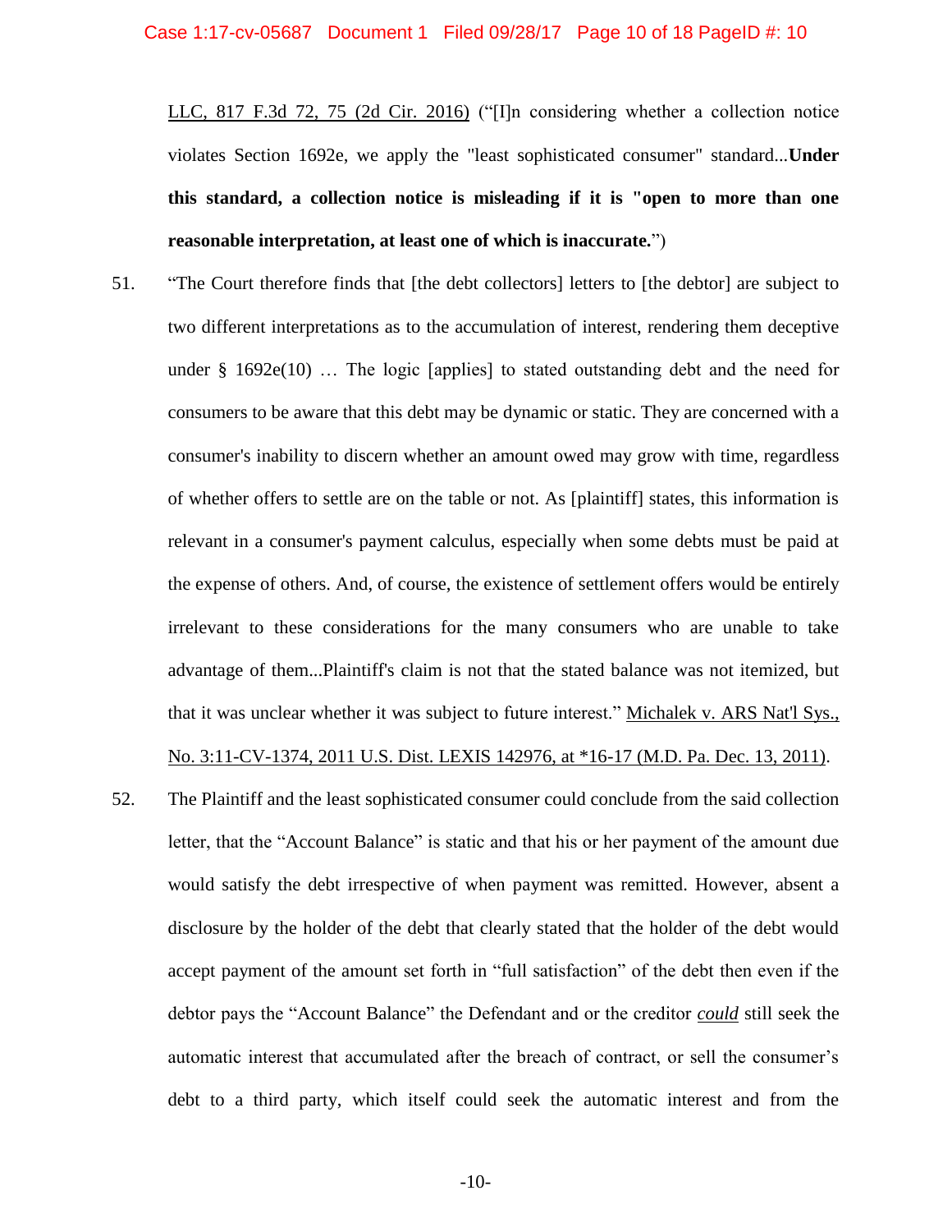LLC, 817 F.3d 72, 75 (2d Cir. 2016) ("[I]n considering whether a collection notice violates Section 1692e, we apply the "least sophisticated consumer" standard...**Under this standard, a collection notice is misleading if it is "open to more than one reasonable interpretation, at least one of which is inaccurate.**")

51. "The Court therefore finds that [the debt collectors] letters to [the debtor] are subject to two different interpretations as to the accumulation of interest, rendering them deceptive under § 1692e(10) … The logic [applies] to stated outstanding debt and the need for consumers to be aware that this debt may be dynamic or static. They are concerned with a consumer's inability to discern whether an amount owed may grow with time, regardless of whether offers to settle are on the table or not. As [plaintiff] states, this information is relevant in a consumer's payment calculus, especially when some debts must be paid at the expense of others. And, of course, the existence of settlement offers would be entirely irrelevant to these considerations for the many consumers who are unable to take advantage of them...Plaintiff's claim is not that the stated balance was not itemized, but that it was unclear whether it was subject to future interest." Michalek v. ARS Nat'l Sys., No. 3:11-CV-1374, 2011 U.S. Dist. LEXIS 142976, at *16-17 (M.D. Pa. Dec. 13, 2011).

52. The Plaintiff and the least sophisticated consumer could conclude from the said collection letter, that the "Account Balance" is static and that his or her payment of the amount due would satisfy the debt irrespective of when payment was remitted. However, absent a disclosure by the holder of the debt that clearly stated that the holder of the debt would accept payment of the amount set forth in "full satisfaction" of the debt then even if the debtor pays the "Account Balance" the Defendant and or the creditor <u>*could*</u> still seek the automatic interest that accumulated after the breach of contract, or sell the consumer's debt to a third party, which itself could seek the automatic interest and from the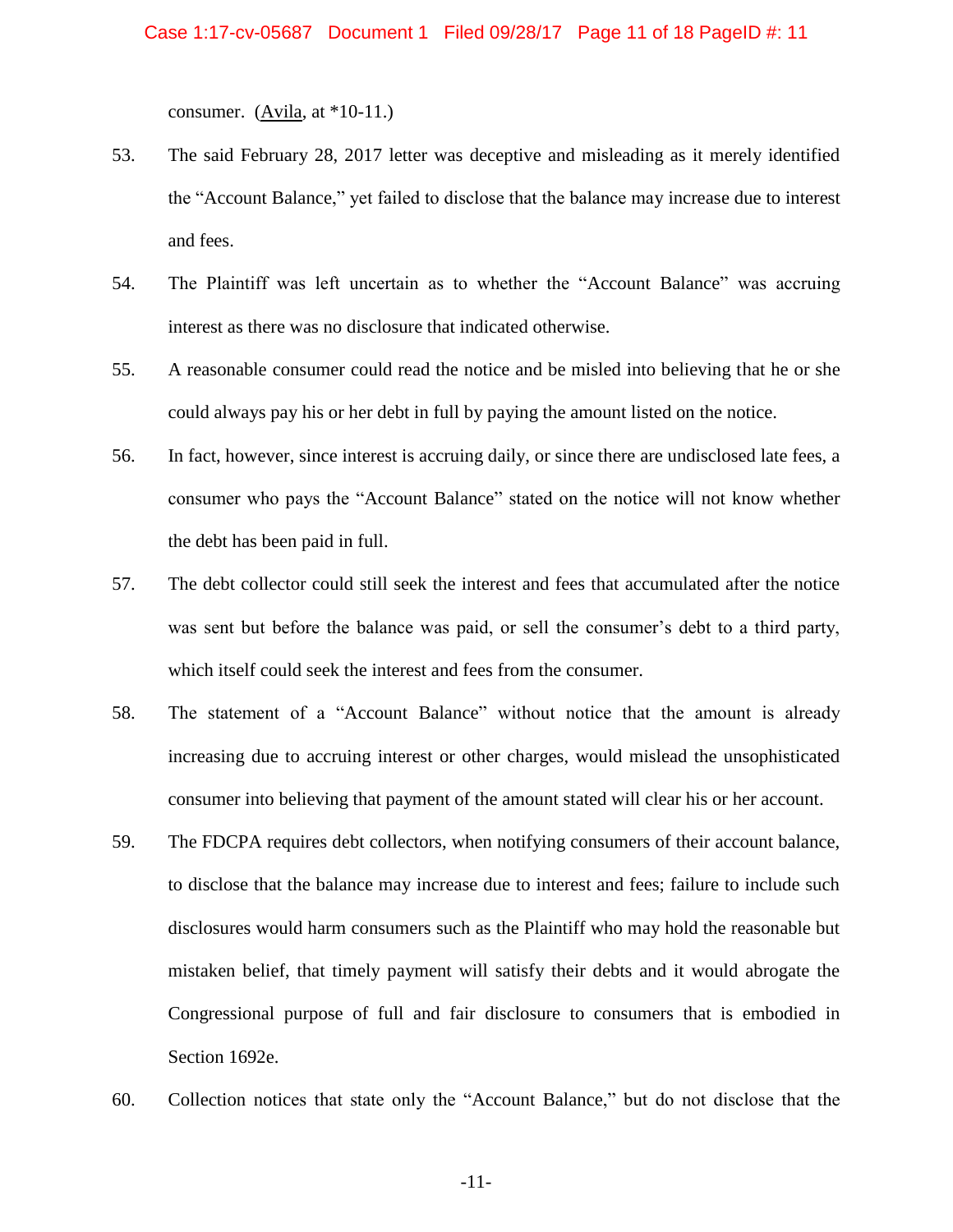consumer. (Avila, at *10-11.)

53. The said February 28, 2017 letter was deceptive and misleading as it merely identified the "Account Balance," yet failed to disclose that the balance may increase due to interest and fees.

54. The Plaintiff was left uncertain as to whether the "Account Balance" was accruing interest as there was no disclosure that indicated otherwise.

55. A reasonable consumer could read the notice and be misled into believing that he or she could always pay his or her debt in full by paying the amount listed on the notice.

56. In fact, however, since interest is accruing daily, or since there are undisclosed late fees, a consumer who pays the "Account Balance" stated on the notice will not know whether the debt has been paid in full.

57. The debt collector could still seek the interest and fees that accumulated after the notice was sent but before the balance was paid, or sell the consumer's debt to a third party, which itself could seek the interest and fees from the consumer.

58. The statement of a "Account Balance" without notice that the amount is already increasing due to accruing interest or other charges, would mislead the unsophisticated consumer into believing that payment of the amount stated will clear his or her account.

59. The FDCPA requires debt collectors, when notifying consumers of their account balance, to disclose that the balance may increase due to interest and fees; failure to include such disclosures would harm consumers such as the Plaintiff who may hold the reasonable but mistaken belief, that timely payment will satisfy their debts and it would abrogate the Congressional purpose of full and fair disclosure to consumers that is embodied in Section 1692e.

60. Collection notices that state only the "Account Balance," but do not disclose that the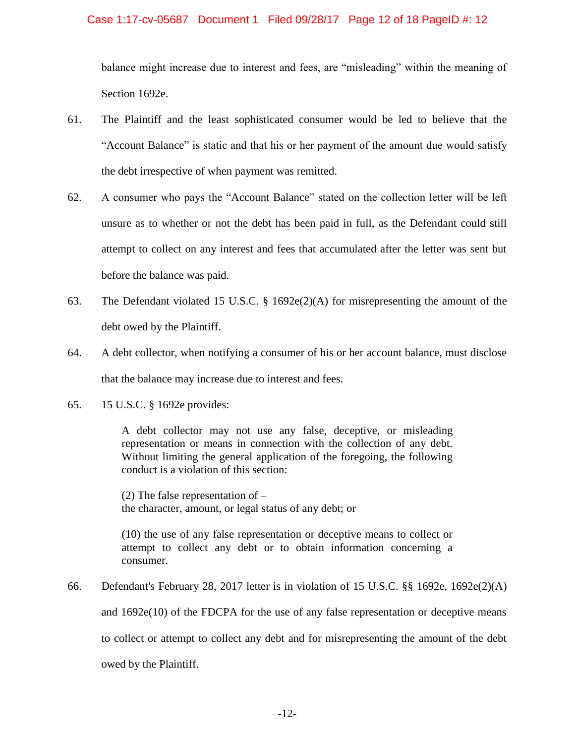balance might increase due to interest and fees, are "misleading" within the meaning of Section 1692e.

61. The Plaintiff and the least sophisticated consumer would be led to believe that the "Account Balance" is static and that his or her payment of the amount due would satisfy the debt irrespective of when payment was remitted.

62. A consumer who pays the "Account Balance" stated on the collection letter will be left unsure as to whether or not the debt has been paid in full, as the Defendant could still attempt to collect on any interest and fees that accumulated after the letter was sent but before the balance was paid.

63. The Defendant violated 15 U.S.C. § 1692e(2)(A) for misrepresenting the amount of the debt owed by the Plaintiff.

64. A debt collector, when notifying a consumer of his or her account balance, must disclose that the balance may increase due to interest and fees.

65. 15 U.S.C. § 1692e provides:

> A debt collector may not use any false, deceptive, or misleading representation or means in connection with the collection of any debt. Without limiting the general application of the foregoing, the following conduct is a violation of this section:
>
> (2) The false representation of –
> the character, amount, or legal status of any debt; or
>
> (10) the use of any false representation or deceptive means to collect or attempt to collect any debt or to obtain information concerning a consumer.

66. Defendant's February 28, 2017 letter is in violation of 15 U.S.C. §§ 1692e, 1692e(2)(A) and 1692e(10) of the FDCPA for the use of any false representation or deceptive means to collect or attempt to collect any debt and for misrepresenting the amount of the debt owed by the Plaintiff.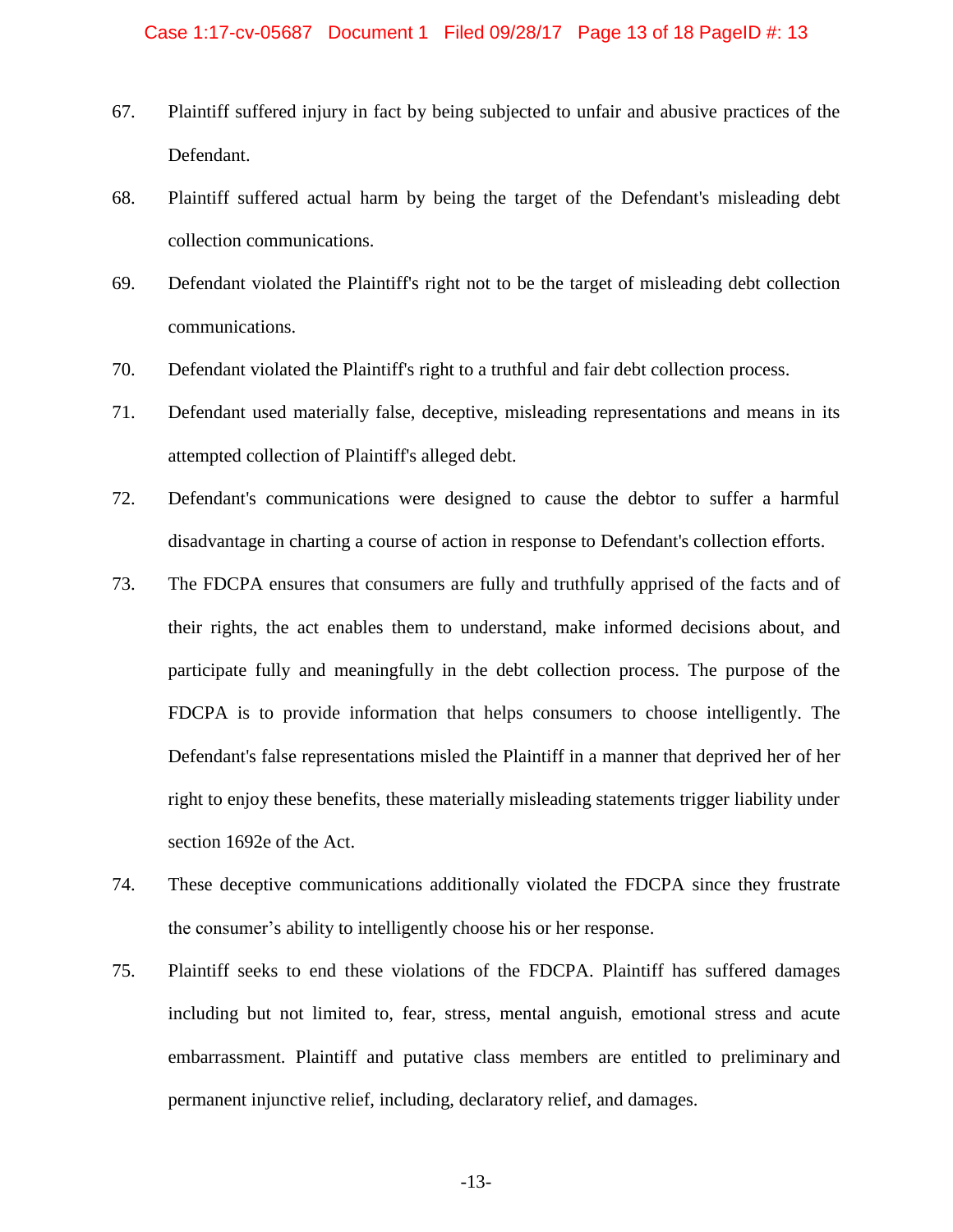67. Plaintiff suffered injury in fact by being subjected to unfair and abusive practices of the Defendant.

68. Plaintiff suffered actual harm by being the target of the Defendant's misleading debt collection communications.

69. Defendant violated the Plaintiff's right not to be the target of misleading debt collection communications.

70. Defendant violated the Plaintiff's right to a truthful and fair debt collection process.

71. Defendant used materially false, deceptive, misleading representations and means in its attempted collection of Plaintiff's alleged debt.

72. Defendant's communications were designed to cause the debtor to suffer a harmful disadvantage in charting a course of action in response to Defendant's collection efforts.

73. The FDCPA ensures that consumers are fully and truthfully apprised of the facts and of their rights, the act enables them to understand, make informed decisions about, and participate fully and meaningfully in the debt collection process. The purpose of the FDCPA is to provide information that helps consumers to choose intelligently. The Defendant's false representations misled the Plaintiff in a manner that deprived her of her right to enjoy these benefits, these materially misleading statements trigger liability under section 1692e of the Act.

74. These deceptive communications additionally violated the FDCPA since they frustrate the consumer's ability to intelligently choose his or her response.

75. Plaintiff seeks to end these violations of the FDCPA. Plaintiff has suffered damages including but not limited to, fear, stress, mental anguish, emotional stress and acute embarrassment. Plaintiff and putative class members are entitled to preliminary and permanent injunctive relief, including, declaratory relief, and damages.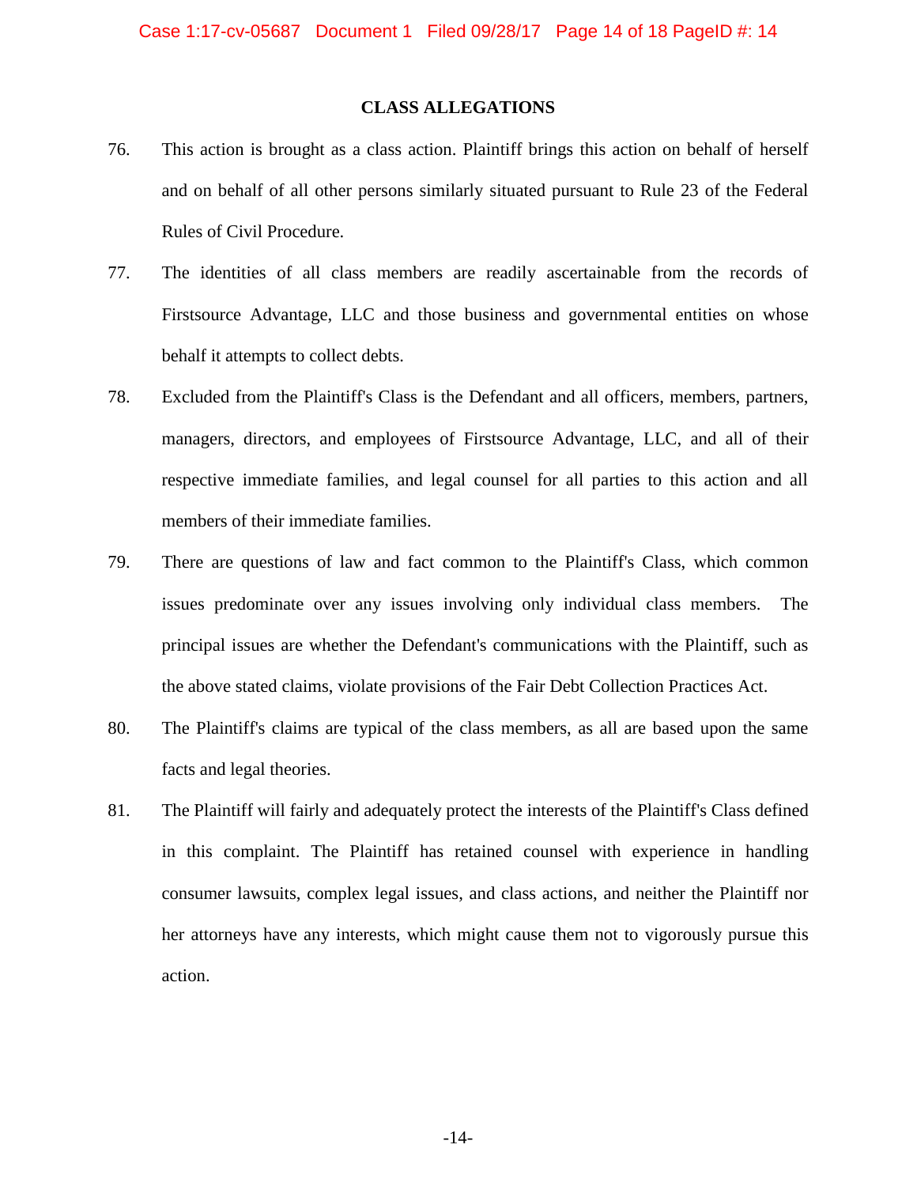## CLASS ALLEGATIONS

76. This action is brought as a class action. Plaintiff brings this action on behalf of herself and on behalf of all other persons similarly situated pursuant to Rule 23 of the Federal Rules of Civil Procedure.

77. The identities of all class members are readily ascertainable from the records of Firstsource Advantage, LLC and those business and governmental entities on whose behalf it attempts to collect debts.

78. Excluded from the Plaintiff's Class is the Defendant and all officers, members, partners, managers, directors, and employees of Firstsource Advantage, LLC, and all of their respective immediate families, and legal counsel for all parties to this action and all members of their immediate families.

79. There are questions of law and fact common to the Plaintiff's Class, which common issues predominate over any issues involving only individual class members. The principal issues are whether the Defendant's communications with the Plaintiff, such as the above stated claims, violate provisions of the Fair Debt Collection Practices Act.

80. The Plaintiff's claims are typical of the class members, as all are based upon the same facts and legal theories.

81. The Plaintiff will fairly and adequately protect the interests of the Plaintiff's Class defined in this complaint. The Plaintiff has retained counsel with experience in handling consumer lawsuits, complex legal issues, and class actions, and neither the Plaintiff nor her attorneys have any interests, which might cause them not to vigorously pursue this action.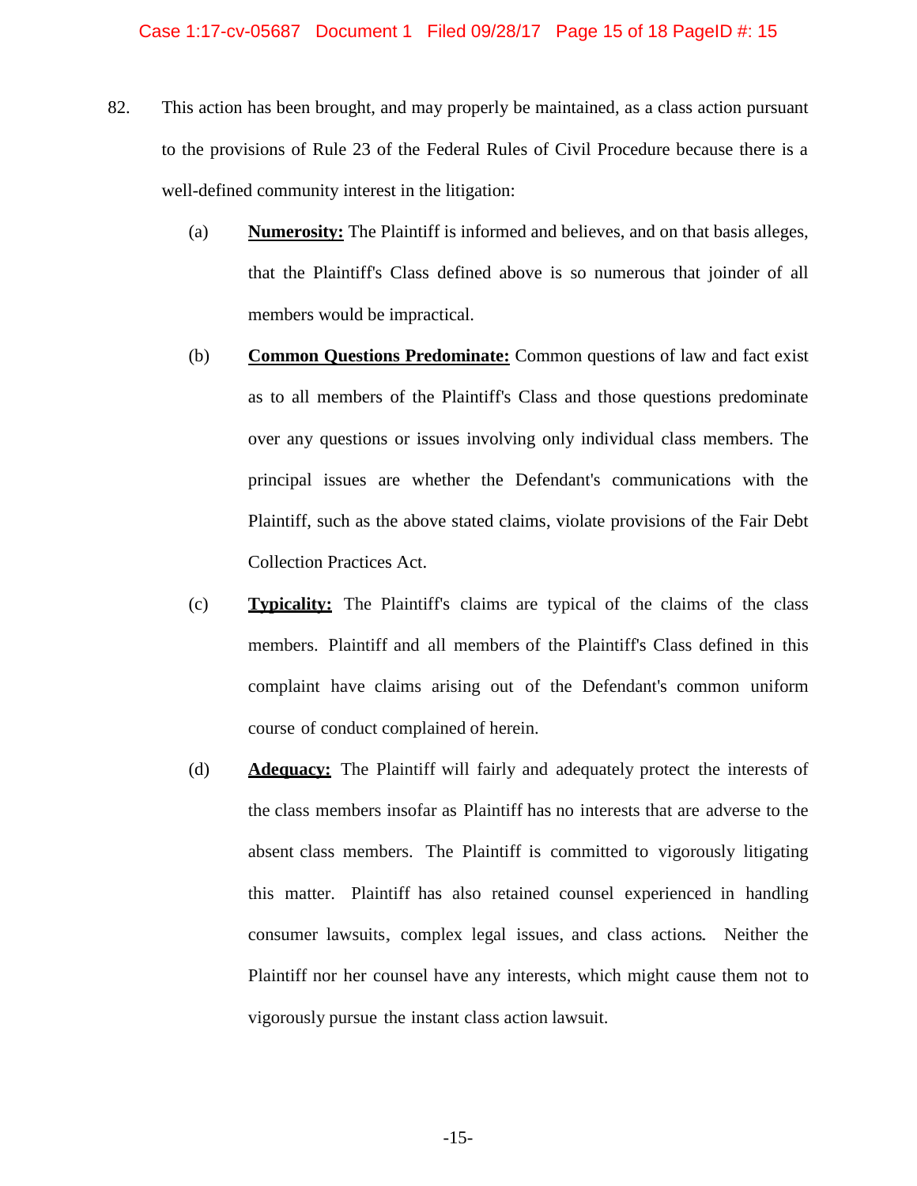82. This action has been brought, and may properly be maintained, as a class action pursuant to the provisions of Rule 23 of the Federal Rules of Civil Procedure because there is a well-defined community interest in the litigation:

(a) **Numerosity:** The Plaintiff is informed and believes, and on that basis alleges, that the Plaintiff's Class defined above is so numerous that joinder of all members would be impractical.

(b) **Common Questions Predominate:** Common questions of law and fact exist as to all members of the Plaintiff's Class and those questions predominate over any questions or issues involving only individual class members. The principal issues are whether the Defendant's communications with the Plaintiff, such as the above stated claims, violate provisions of the Fair Debt Collection Practices Act.

(c) **Typicality:** The Plaintiff's claims are typical of the claims of the class members. Plaintiff and all members of the Plaintiff's Class defined in this complaint have claims arising out of the Defendant's common uniform course of conduct complained of herein.

(d) **Adequacy:** The Plaintiff will fairly and adequately protect the interests of the class members insofar as Plaintiff has no interests that are adverse to the absent class members. The Plaintiff is committed to vigorously litigating this matter. Plaintiff has also retained counsel experienced in handling consumer lawsuits, complex legal issues, and class actions. Neither the Plaintiff nor her counsel have any interests, which might cause them not to vigorously pursue the instant class action lawsuit.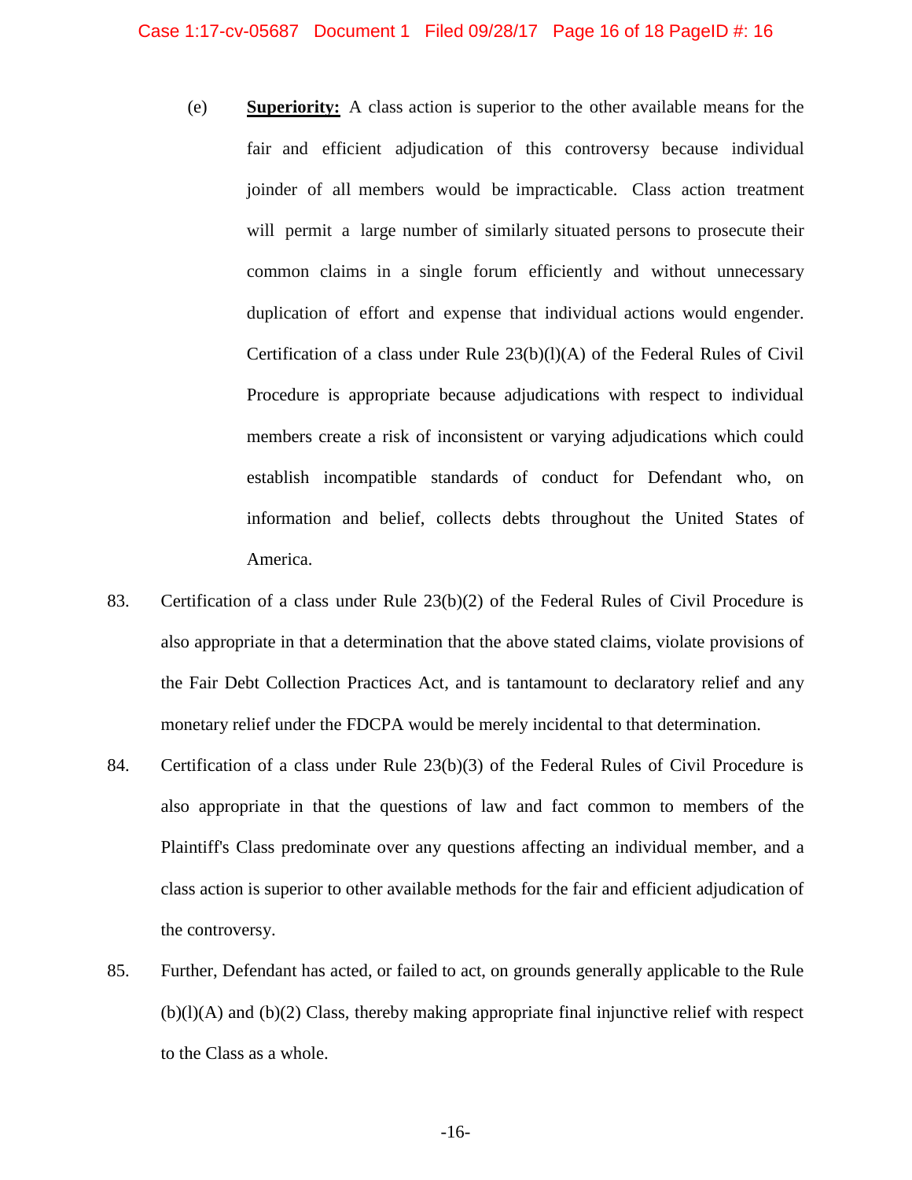(e) **Superiority:** A class action is superior to the other available means for the fair and efficient adjudication of this controversy because individual joinder of all members would be impracticable. Class action treatment will permit a large number of similarly situated persons to prosecute their common claims in a single forum efficiently and without unnecessary duplication of effort and expense that individual actions would engender. Certification of a class under Rule 23(b)(l)(A) of the Federal Rules of Civil Procedure is appropriate because adjudications with respect to individual members create a risk of inconsistent or varying adjudications which could establish incompatible standards of conduct for Defendant who, on information and belief, collects debts throughout the United States of America.

83. Certification of a class under Rule 23(b)(2) of the Federal Rules of Civil Procedure is also appropriate in that a determination that the above stated claims, violate provisions of the Fair Debt Collection Practices Act, and is tantamount to declaratory relief and any monetary relief under the FDCPA would be merely incidental to that determination.

84. Certification of a class under Rule 23(b)(3) of the Federal Rules of Civil Procedure is also appropriate in that the questions of law and fact common to members of the Plaintiff's Class predominate over any questions affecting an individual member, and a class action is superior to other available methods for the fair and efficient adjudication of the controversy.

85. Further, Defendant has acted, or failed to act, on grounds generally applicable to the Rule (b)(l)(A) and (b)(2) Class, thereby making appropriate final injunctive relief with respect to the Class as a whole.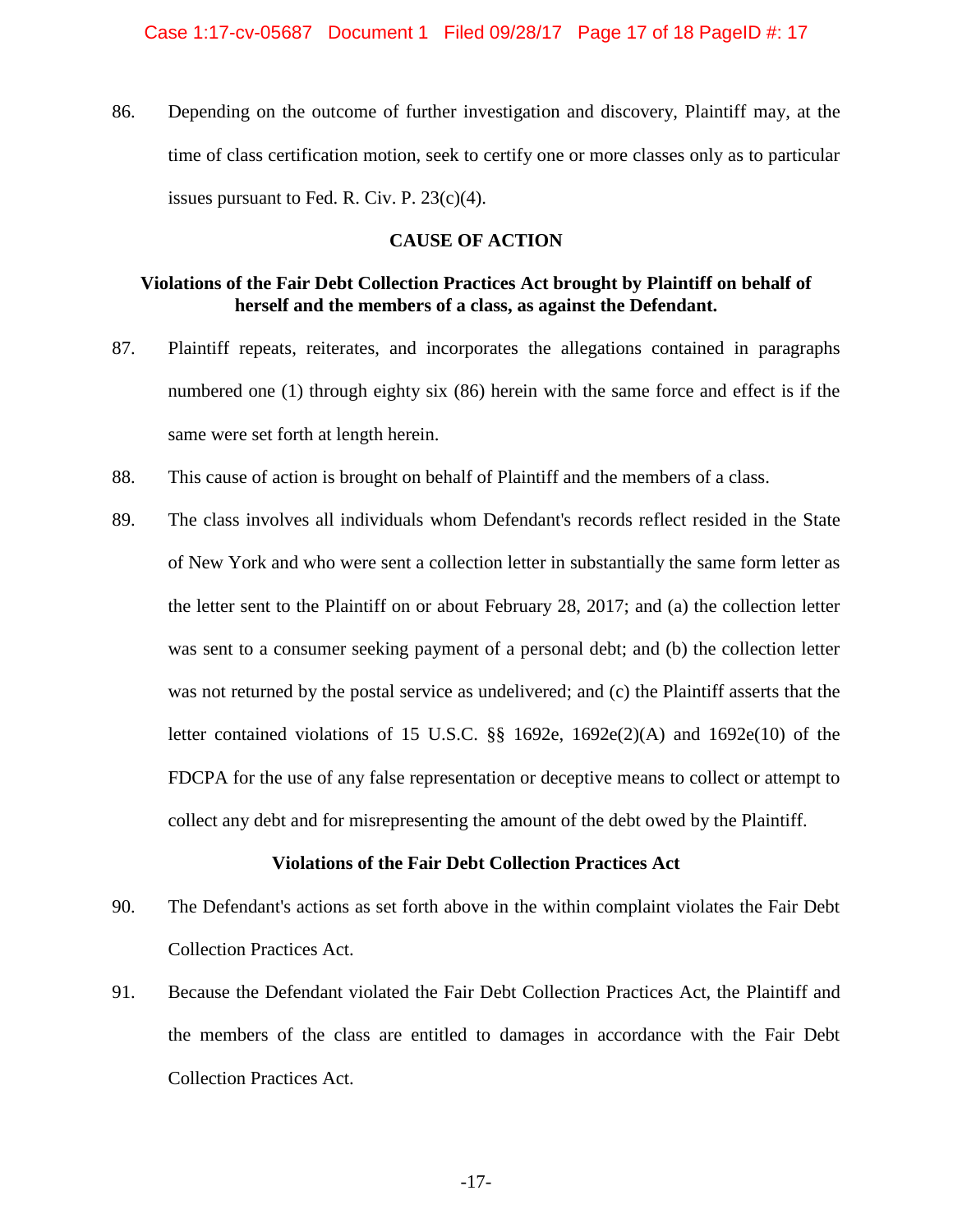86. Depending on the outcome of further investigation and discovery, Plaintiff may, at the time of class certification motion, seek to certify one or more classes only as to particular issues pursuant to Fed. R. Civ. P. 23(c)(4).

## CAUSE OF ACTION

### Violations of the Fair Debt Collection Practices Act brought by Plaintiff on behalf of herself and the members of a class, as against the Defendant.

87. Plaintiff repeats, reiterates, and incorporates the allegations contained in paragraphs numbered one (1) through eighty six (86) herein with the same force and effect is if the same were set forth at length herein.

88. This cause of action is brought on behalf of Plaintiff and the members of a class.

89. The class involves all individuals whom Defendant's records reflect resided in the State of New York and who were sent a collection letter in substantially the same form letter as the letter sent to the Plaintiff on or about February 28, 2017; and (a) the collection letter was sent to a consumer seeking payment of a personal debt; and (b) the collection letter was not returned by the postal service as undelivered; and (c) the Plaintiff asserts that the letter contained violations of 15 U.S.C. §§ 1692e, 1692e(2)(A) and 1692e(10) of the FDCPA for the use of any false representation or deceptive means to collect or attempt to collect any debt and for misrepresenting the amount of the debt owed by the Plaintiff.

### Violations of the Fair Debt Collection Practices Act

90. The Defendant's actions as set forth above in the within complaint violates the Fair Debt Collection Practices Act.

91. Because the Defendant violated the Fair Debt Collection Practices Act, the Plaintiff and the members of the class are entitled to damages in accordance with the Fair Debt Collection Practices Act.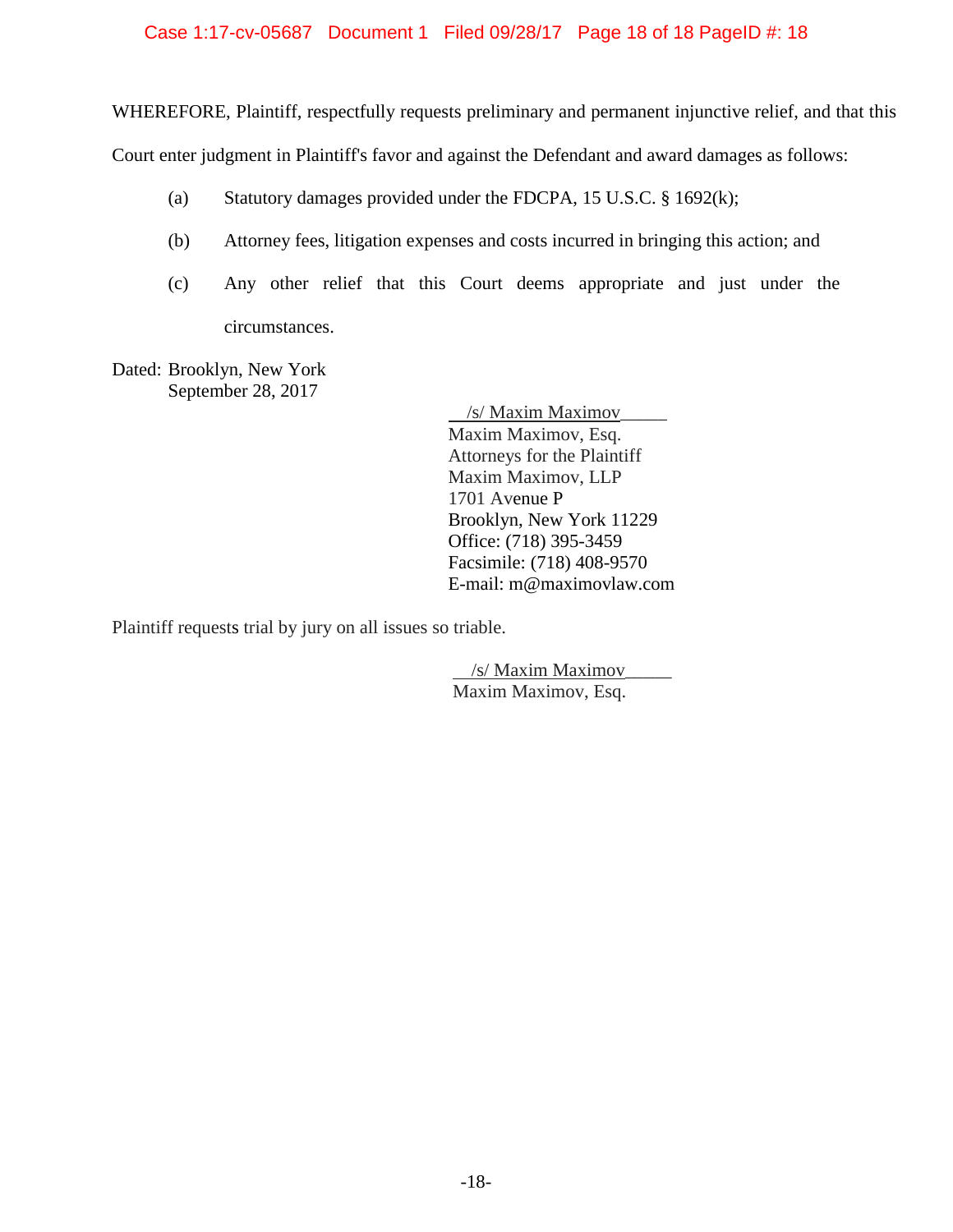WHEREFORE, Plaintiff, respectfully requests preliminary and permanent injunctive relief, and that this Court enter judgment in Plaintiff's favor and against the Defendant and award damages as follows:

(a) Statutory damages provided under the FDCPA, 15 U.S.C. § 1692(k);

(b) Attorney fees, litigation expenses and costs incurred in bringing this action; and

(c) Any other relief that this Court deems appropriate and just under the circumstances.

Dated: Brooklyn, New York
September 28, 2017

/s/ Maxim Maximov
Maxim Maximov, Esq.
Attorneys for the Plaintiff
Maxim Maximov, LLP
1701 Avenue P
Brooklyn, New York 11229
Office: (718) 395-3459
Facsimile: (718) 408-9570
E-mail: m@maximovlaw.com

Plaintiff requests trial by jury on all issues so triable.

/s/ Maxim Maximov
Maxim Maximov, Esq.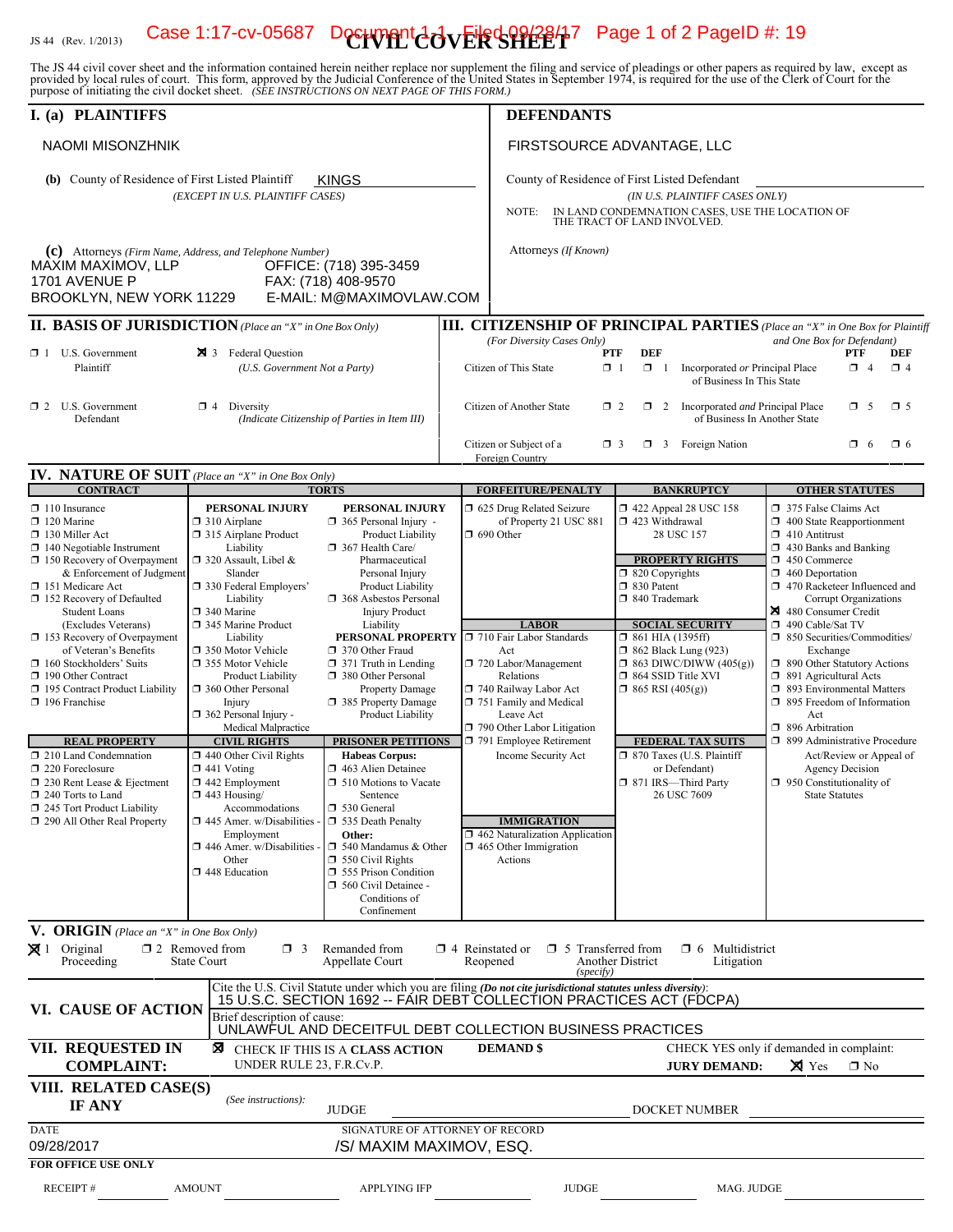JS 44 (Rev. 1/2013)

# CIVIL COVER SHEET

The JS 44 civil cover sheet and the information contained herein neither replace nor supplement the filing and service of pleadings or other papers as required by law, except as provided by local rules of court. This form, approved by the Judicial Conference of the United States in September 1974, is required for the use of the Clerk of Court for the purpose of initiating the civil docket sheet. *(SEE INSTRUCTIONS ON NEXT PAGE OF THIS FORM.)*

## I. (a) PLAINTIFFS

NAOMI MISONZHNIK

**(b)** County of Residence of First Listed Plaintiff: KINGS
*(EXCEPT IN U.S. PLAINTIFF CASES)*

**(c)** Attorneys *(Firm Name, Address, and Telephone Number)*
MAXIM MAXIMOV, LLP
1701 AVENUE P
BROOKLYN, NEW YORK 11229
OFFICE: (718) 395-3459
FAX: (718) 408-9570
E-MAIL: M@MAXIMOVLAW.COM

## DEFENDANTS

FIRSTSOURCE ADVANTAGE, LLC

County of Residence of First Listed Defendant: ____________
*(IN U.S. PLAINTIFF CASES ONLY)*

NOTE: IN LAND CONDEMNATION CASES, USE THE LOCATION OF THE TRACT OF LAND INVOLVED.

Attorneys *(If Known)*

## II. BASIS OF JURISDICTION *(Place an "X" in One Box Only)*

- ☐ 1 U.S. Government Plaintiff
- ☒ 3 Federal Question (U.S. Government Not a Party)
- ☐ 2 U.S. Government Defendant
- ☐ 4 Diversity (Indicate Citizenship of Parties in Item III)

## III. CITIZENSHIP OF PRINCIPAL PARTIES *(Place an "X" in One Box for Plaintiff and One Box for Defendant)* *(For Diversity Cases Only)*

| | PTF | DEF | | PTF | DEF |
|---|---|---|---|---|---|
| Citizen of This State | ☐ 1 | ☐ 1 | Incorporated *or* Principal Place of Business In This State | ☐ 4 | ☐ 4 |
| Citizen of Another State | ☐ 2 | ☐ 2 | Incorporated *and* Principal Place of Business In Another State | ☐ 5 | ☐ 5 |
| Citizen or Subject of a Foreign Country | ☐ 3 | ☐ 3 | Foreign Nation | ☐ 6 | ☐ 6 |

## IV. NATURE OF SUIT *(Place an "X" in One Box Only)*

**CONTRACT**
- ☐ 110 Insurance
- ☐ 120 Marine
- ☐ 130 Miller Act
- ☐ 140 Negotiable Instrument
- ☐ 150 Recovery of Overpayment & Enforcement of Judgment
- ☐ 151 Medicare Act
- ☐ 152 Recovery of Defaulted Student Loans (Excludes Veterans)
- ☐ 153 Recovery of Overpayment of Veteran's Benefits
- ☐ 160 Stockholders' Suits
- ☐ 190 Other Contract
- ☐ 195 Contract Product Liability
- ☐ 196 Franchise

**REAL PROPERTY**
- ☐ 210 Land Condemnation
- ☐ 220 Foreclosure
- ☐ 230 Rent Lease & Ejectment
- ☐ 240 Torts to Land
- ☐ 245 Tort Product Liability
- ☐ 290 All Other Real Property

**TORTS — PERSONAL INJURY**
- ☐ 310 Airplane
- ☐ 315 Airplane Product Liability
- ☐ 320 Assault, Libel & Slander
- ☐ 330 Federal Employers' Liability
- ☐ 340 Marine
- ☐ 345 Marine Product Liability
- ☐ 350 Motor Vehicle
- ☐ 355 Motor Vehicle Product Liability
- ☐ 360 Other Personal Injury
- ☐ 362 Personal Injury - Medical Malpractice

**TORTS — PERSONAL INJURY**
- ☐ 365 Personal Injury - Product Liability
- ☐ 367 Health Care/ Pharmaceutical Personal Injury Product Liability
- ☐ 368 Asbestos Personal Injury Product Liability

**PERSONAL PROPERTY**
- ☐ 370 Other Fraud
- ☐ 371 Truth in Lending
- ☐ 380 Other Personal Property Damage
- ☐ 385 Property Damage Product Liability

**CIVIL RIGHTS**
- ☐ 440 Other Civil Rights
- ☐ 441 Voting
- ☐ 442 Employment
- ☐ 443 Housing/ Accommodations
- ☐ 445 Amer. w/Disabilities - Employment
- ☐ 446 Amer. w/Disabilities - Other
- ☐ 448 Education

**PRISONER PETITIONS**
Habeas Corpus:
- ☐ 463 Alien Detainee
- ☐ 510 Motions to Vacate Sentence
- ☐ 530 General
- ☐ 535 Death Penalty

Other:
- ☐ 540 Mandamus & Other
- ☐ 550 Civil Rights
- ☐ 555 Prison Condition
- ☐ 560 Civil Detainee - Conditions of Confinement

**FORFEITURE/PENALTY**
- ☐ 625 Drug Related Seizure of Property 21 USC 881
- ☐ 690 Other

**LABOR**
- ☐ 710 Fair Labor Standards Act
- ☐ 720 Labor/Management Relations
- ☐ 740 Railway Labor Act
- ☐ 751 Family and Medical Leave Act
- ☐ 790 Other Labor Litigation
- ☐ 791 Employee Retirement Income Security Act

**IMMIGRATION**
- ☐ 462 Naturalization Application
- ☐ 465 Other Immigration Actions

**BANKRUPTCY**
- ☐ 422 Appeal 28 USC 158
- ☐ 423 Withdrawal 28 USC 157

**PROPERTY RIGHTS**
- ☐ 820 Copyrights
- ☐ 830 Patent
- ☐ 840 Trademark

**SOCIAL SECURITY**
- ☐ 861 HIA (1395ff)
- ☐ 862 Black Lung (923)
- ☐ 863 DIWC/DIWW (405(g))
- ☐ 864 SSID Title XVI
- ☐ 865 RSI (405(g))

**FEDERAL TAX SUITS**
- ☐ 870 Taxes (U.S. Plaintiff or Defendant)
- ☐ 871 IRS—Third Party 26 USC 7609

**OTHER STATUTES**
- ☐ 375 False Claims Act
- ☐ 400 State Reapportionment
- ☐ 410 Antitrust
- ☐ 430 Banks and Banking
- ☐ 450 Commerce
- ☐ 460 Deportation
- ☐ 470 Racketeer Influenced and Corrupt Organizations
- ☒ 480 Consumer Credit
- ☐ 490 Cable/Sat TV
- ☐ 850 Securities/Commodities/ Exchange
- ☐ 890 Other Statutory Actions
- ☐ 891 Agricultural Acts
- ☐ 893 Environmental Matters
- ☐ 895 Freedom of Information Act
- ☐ 896 Arbitration
- ☐ 899 Administrative Procedure Act/Review or Appeal of Agency Decision
- ☐ 950 Constitutionality of State Statutes

## V. ORIGIN *(Place an "X" in One Box Only)*

- ☒ 1 Original Proceeding
- ☐ 2 Removed from State Court
- ☐ 3 Remanded from Appellate Court
- ☐ 4 Reinstated or Reopened
- ☐ 5 Transferred from Another District *(specify)*
- ☐ 6 Multidistrict Litigation

## VI. CAUSE OF ACTION

Cite the U.S. Civil Statute under which you are filing *(Do not cite jurisdictional statutes unless diversity)*:
15 U.S.C. SECTION 1692 -- FAIR DEBT COLLECTION PRACTICES ACT (FDCPA)

Brief description of cause:
UNLAWFUL AND DECEITFUL DEBT COLLECTION BUSINESS PRACTICES

## VII. REQUESTED IN COMPLAINT:

☒ CHECK IF THIS IS A **CLASS ACTION** UNDER RULE 23, F.R.Cv.P.

**DEMAND $**

CHECK YES only if demanded in complaint:
**JURY DEMAND:** ☒ Yes ☐ No

## VIII. RELATED CASE(S) IF ANY

*(See instructions):* JUDGE ____________ DOCKET NUMBER ____________

DATE: 09/28/2017

SIGNATURE OF ATTORNEY OF RECORD: /S/ MAXIM MAXIMOV, ESQ.

**FOR OFFICE USE ONLY**

RECEIPT # ______ AMOUNT ______ APPLYING IFP ______ JUDGE ______ MAG. JUDGE ______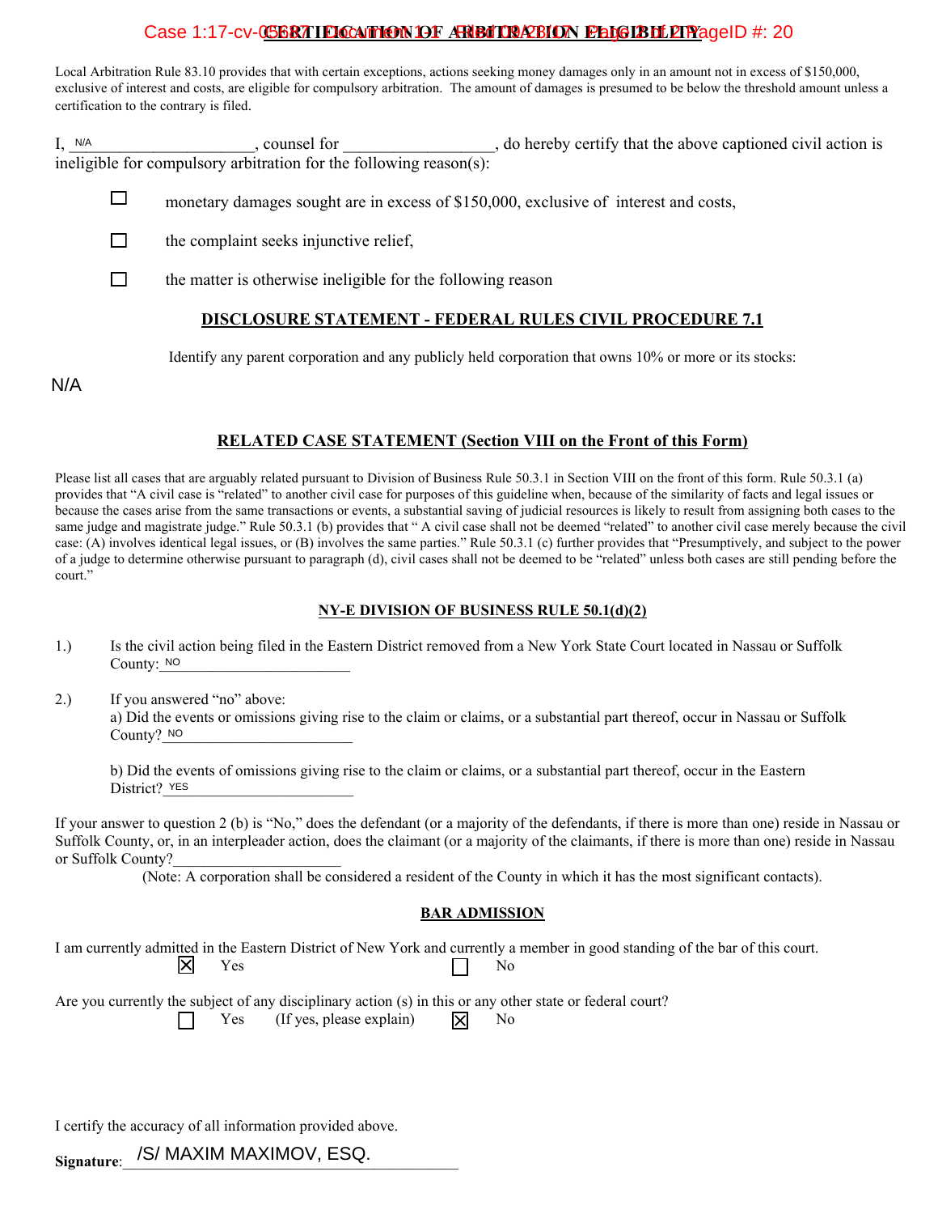## CERTIFICATION OF ARBITRATION ELIGIBILITY

Local Arbitration Rule 83.10 provides that with certain exceptions, actions seeking money damages only in an amount not in excess of $150,000, exclusive of interest and costs, are eligible for compulsory arbitration. The amount of damages is presumed to be below the threshold amount unless a certification to the contrary is filed.

I, N/A \_\_\_\_\_\_\_\_\_\_\_\_\_\_\_\_\_\_\_\_, counsel for \_\_\_\_\_\_\_\_\_\_\_\_\_\_\_\_\_\_, do hereby certify that the above captioned civil action is ineligible for compulsory arbitration for the following reason(s):

☐ monetary damages sought are in excess of $150,000, exclusive of interest and costs,

☐ the complaint seeks injunctive relief,

☐ the matter is otherwise ineligible for the following reason

### DISCLOSURE STATEMENT - FEDERAL RULES CIVIL PROCEDURE 7.1

Identify any parent corporation and any publicly held corporation that owns 10% or more or its stocks:

N/A

### RELATED CASE STATEMENT (Section VIII on the Front of this Form)

Please list all cases that are arguably related pursuant to Division of Business Rule 50.3.1 in Section VIII on the front of this form. Rule 50.3.1 (a) provides that "A civil case is "related" to another civil case for purposes of this guideline when, because of the similarity of facts and legal issues or because the cases arise from the same transactions or events, a substantial saving of judicial resources is likely to result from assigning both cases to the same judge and magistrate judge." Rule 50.3.1 (b) provides that " A civil case shall not be deemed "related" to another civil case merely because the civil case: (A) involves identical legal issues, or (B) involves the same parties." Rule 50.3.1 (c) further provides that "Presumptively, and subject to the power of a judge to determine otherwise pursuant to paragraph (d), civil cases shall not be deemed to be "related" unless both cases are still pending before the court."

### NY-E DIVISION OF BUSINESS RULE 50.1(d)(2)

1.) Is the civil action being filed in the Eastern District removed from a New York State Court located in Nassau or Suffolk County: NO

2.) If you answered "no" above:
a) Did the events or omissions giving rise to the claim or claims, or a substantial part thereof, occur in Nassau or Suffolk County? NO

b) Did the events of omissions giving rise to the claim or claims, or a substantial part thereof, occur in the Eastern District? YES

If your answer to question 2 (b) is "No," does the defendant (or a majority of the defendants, if there is more than one) reside in Nassau or Suffolk County, or, in an interpleader action, does the claimant (or a majority of the claimants, if there is more than one) reside in Nassau or Suffolk County? \_\_\_\_\_\_\_\_\_\_\_\_\_\_\_\_\_\_\_\_

(Note: A corporation shall be considered a resident of the County in which it has the most significant contacts).

### BAR ADMISSION

I am currently admitted in the Eastern District of New York and currently a member in good standing of the bar of this court.

☒ Yes ☐ No

Are you currently the subject of any disciplinary action (s) in this or any other state or federal court?

☐ Yes (If yes, please explain) ☒ No

I certify the accuracy of all information provided above.

**Signature**: /S/ MAXIM MAXIMOV, ESQ.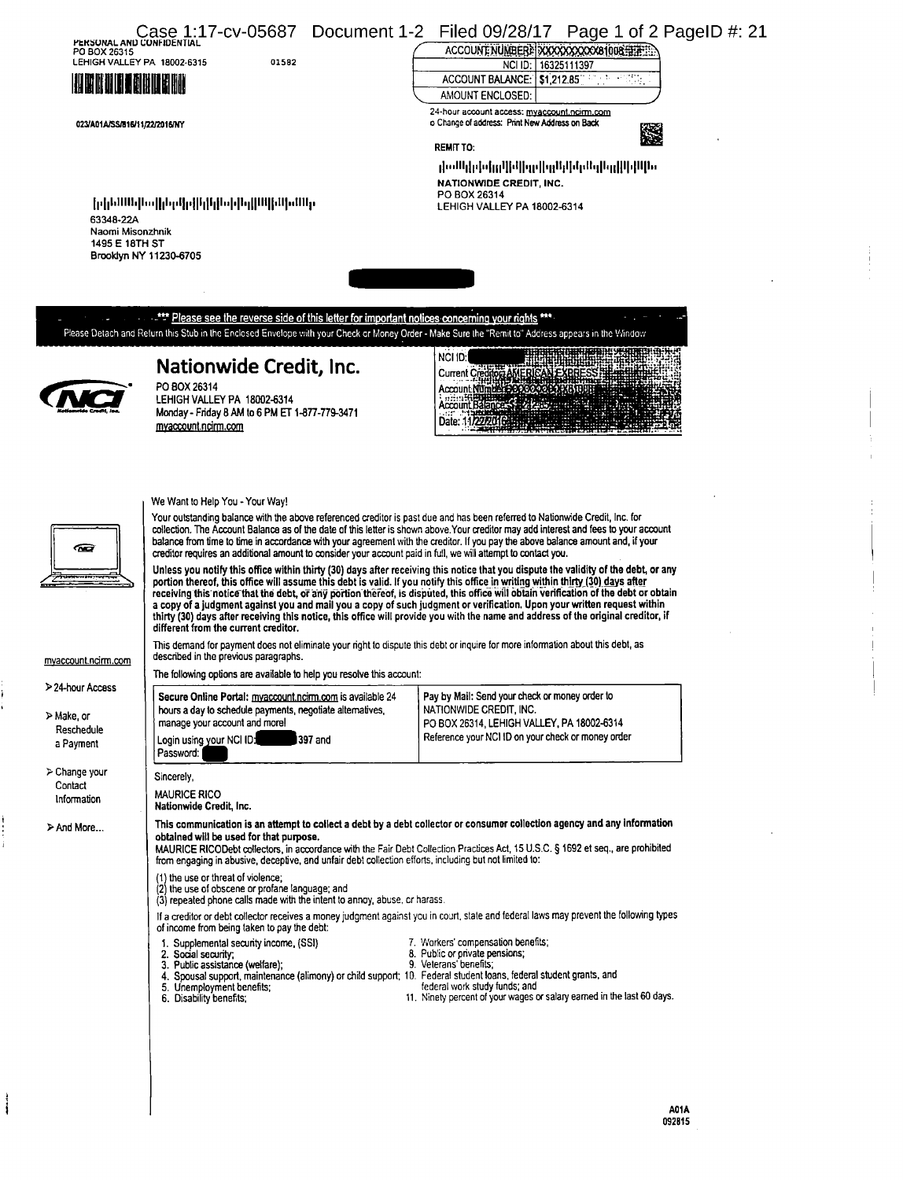PERSONAL AND CONFIDENTIAL
PO BOX 26315
LEHIGH VALLEY PA 18002-6315 01582

023/A01A/SS/816/11/22/2016/NY

| ACCOUNT NUMBER: | XXXXXXXXXX81008 |
|---|---|
| NCI ID: | 16325111397 |
| ACCOUNT BALANCE: | $1,212.85 |
| AMOUNT ENCLOSED: | |

24-hour account access: myaccount.ncirm.com
o Change of address: Print New Address on Back

REMIT TO:

NATIONWIDE CREDIT, INC.
PO BOX 26314
LEHIGH VALLEY PA 18002-6314

63348-22A
Naomi Misonzhnik
1495 E 18TH ST
Brooklyn NY 11230-6705

*** Please see the reverse side of this letter for important notices concerning your rights ***

Please Detach and Return this Stub in the Enclosed Envelope with your Check or Money Order - Make Sure the "Remit to" Address appears in the Window

# Nationwide Credit, Inc.

PO BOX 26314
LEHIGH VALLEY PA 18002-6314
Monday - Friday 8 AM to 6 PM ET 1-877-779-3471
myaccount.ncirm.com

NCI ID:
Current Creditor: AMERICAN EXPRESS
Account Number: XXXXXXXXXX81008
Account Balance:
Date: 11/22/2016

myaccount.ncirm.com

- 24-hour Access
- Make, or Reschedule a Payment
- Change your Contact Information
- And More...

We Want to Help You - Your Way!

Your outstanding balance with the above referenced creditor is past due and has been referred to Nationwide Credit, Inc. for collection. The Account Balance as of the date of this letter is shown above. Your creditor may add interest and fees to your account balance from time to time in accordance with your agreement with the creditor. If you pay the above balance amount and, if your creditor requires an additional amount to consider your account paid in full, we will attempt to contact you.

**Unless you notify this office within thirty (30) days after receiving this notice that you dispute the validity of the debt, or any portion thereof, this office will assume this debt is valid. If you notify this office in writing within thirty (30) days after receiving this notice that the debt, or any portion thereof, is disputed, this office will obtain verification of the debt or obtain a copy of a judgment against you and mail you a copy of such judgment or verification. Upon your written request within thirty (30) days after receiving this notice, this office will provide you with the name and address of the original creditor, if different from the current creditor.**

This demand for payment does not eliminate your right to dispute this debt or inquire for more information about this debt, as described in the previous paragraphs.

The following options are available to help you resolve this account:

| **Secure Online Portal:** myaccount.ncirm.com is available 24 hours a day to schedule payments, negotiate alternatives, manage your account and more! Login using your NCI ID: 397 and Password: | Pay by Mail: Send your check or money order to NATIONWIDE CREDIT, INC. PO BOX 26314, LEHIGH VALLEY, PA 18002-6314 Reference your NCI ID on your check or money order |
|---|---|

Sincerely,

MAURICE RICO
**Nationwide Credit, Inc.**

**This communication is an attempt to collect a debt by a debt collector or consumer collection agency and any information obtained will be used for that purpose.**

MAURICE RICODebt collectors, in accordance with the Fair Debt Collection Practices Act, 15 U.S.C. § 1692 et seq., are prohibited from engaging in abusive, deceptive, and unfair debt collection efforts, including but not limited to:

(1) the use or threat of violence;
(2) the use of obscene or profane language; and
(3) repeated phone calls made with the intent to annoy, abuse, or harass.

If a creditor or debt collector receives a money judgment against you in court, state and federal laws may prevent the following types of income from being taken to pay the debt:

1. Supplemental security income, (SSI)
2. Social security;
3. Public assistance (welfare);
4. Spousal support, maintenance (alimony) or child support;
5. Unemployment benefits;
6. Disability benefits;
7. Workers' compensation benefits;
8. Public or private pensions;
9. Veterans' benefits;
10. Federal student loans, federal student grants, and federal work study funds; and
11. Ninety percent of your wages or salary earned in the last 60 days.

A01A
092815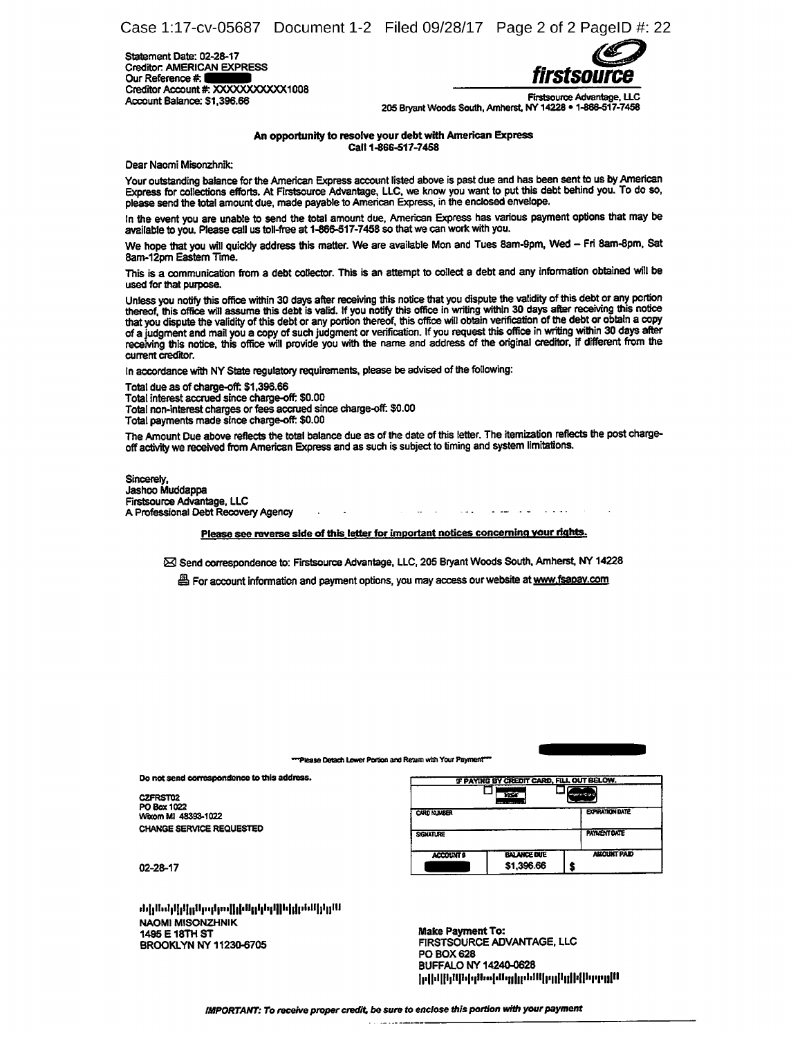Statement Date: 02-28-17
Creditor: AMERICAN EXPRESS
Our Reference #: [REDACTED]
Creditor Account #: XXXXXXXXXXX1008
Account Balance: $1,396.66

**firstsource**

Firstsource Advantage, LLC
205 Bryant Woods South, Amherst, NY 14228 • 1-866-517-7458

**An opportunity to resolve your debt with American Express**
**Call 1-866-517-7458**

Dear Naomi Misonzhnik:

Your outstanding balance for the American Express account listed above is past due and has been sent to us by American Express for collections efforts. At Firstsource Advantage, LLC, we know you want to put this debt behind you. To do so, please send the total amount due, made payable to American Express, in the enclosed envelope.

In the event you are unable to send the total amount due, American Express has various payment options that may be available to you. Please call us toll-free at 1-866-517-7458 so that we can work with you.

We hope that you will quickly address this matter. We are available Mon and Tues 8am-9pm, Wed – Fri 8am-8pm, Sat 8am-12pm Eastern Time.

This is a communication from a debt collector. This is an attempt to collect a debt and any information obtained will be used for that purpose.

Unless you notify this office within 30 days after receiving this notice that you dispute the validity of this debt or any portion thereof, this office will assume this debt is valid. If you notify this office in writing within 30 days after receiving this notice that you dispute the validity of this debt or any portion thereof, this office will obtain verification of the debt or obtain a copy of a judgment and mail you a copy of such judgment or verification. If you request this office in writing within 30 days after receiving this notice, this office will provide you with the name and address of the original creditor, if different from the current creditor.

In accordance with NY State regulatory requirements, please be advised of the following:

Total due as of charge-off: $1,396.66
Total interest accrued since charge-off: $0.00
Total non-interest charges or fees accrued since charge-off: $0.00
Total payments made since charge-off: $0.00

The Amount Due above reflects the total balance due as of the date of this letter. The itemization reflects the post charge-off activity we received from American Express and as such is subject to timing and system limitations.

Sincerely,
Jashoo Muddappa
Firstsource Advantage, LLC
A Professional Debt Recovery Agency

**Please see reverse side of this letter for important notices concerning your rights.**

Send correspondence to: Firstsource Advantage, LLC, 205 Bryant Woods South, Amherst, NY 14228

For account information and payment options, you may access our website at www.fsapay.com

\*\*\*Please Detach Lower Portion and Return with Your Payment\*\*\*

Do not send correspondence to this address.

CZFRST02
PO Box 1022
Wixom MI 48393-1022
CHANGE SERVICE REQUESTED

02-28-17

| IF PAYING BY CREDIT CARD, FILL OUT BELOW. | | |
|---|---|---|
| ☐ VISA ☐ MasterCard | | |
| CARD NUMBER | | EXPIRATION DATE |
| SIGNATURE | | PAYMENT DATE |
| ACCOUNT # | BALANCE DUE | AMOUNT PAID |
| [REDACTED] | $1,396.66 | $ |

NAOMI MISONZHNIK
1495 E 18TH ST
BROOKLYN NY 11230-6705

**Make Payment To:**
**FIRSTSOURCE ADVANTAGE, LLC**
**PO BOX 628**
**BUFFALO NY 14240-0628**

***IMPORTANT: To receive proper credit, be sure to enclose this portion with your payment***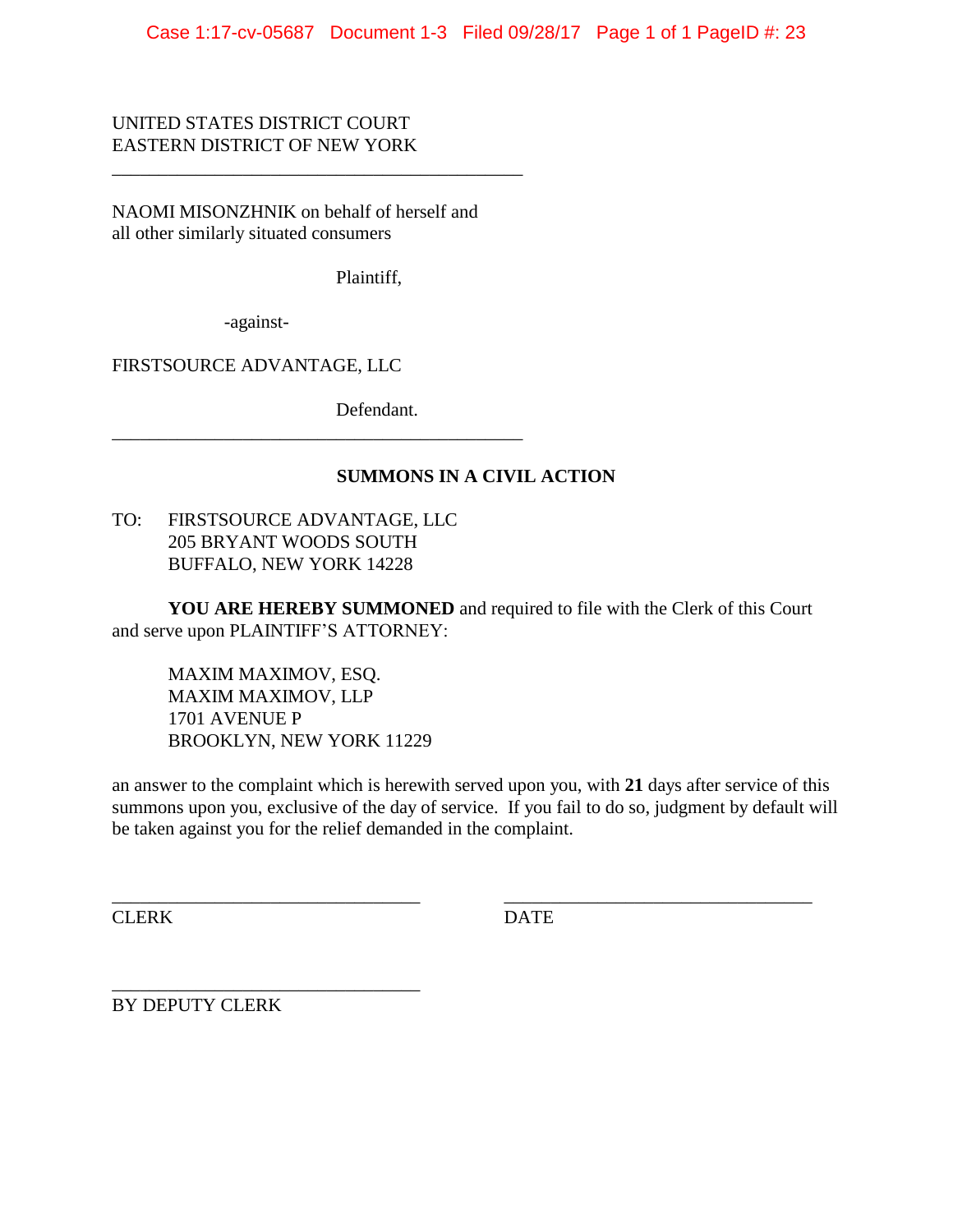UNITED STATES DISTRICT COURT
EASTERN DISTRICT OF NEW YORK

---

NAOMI MISONZHNIK on behalf of herself and all other similarly situated consumers

Plaintiff,

-against-

FIRSTSOURCE ADVANTAGE, LLC

Defendant.

---

**SUMMONS IN A CIVIL ACTION**

TO: FIRSTSOURCE ADVANTAGE, LLC
205 BRYANT WOODS SOUTH
BUFFALO, NEW YORK 14228

**YOU ARE HEREBY SUMMONED** and required to file with the Clerk of this Court and serve upon PLAINTIFF'S ATTORNEY:

MAXIM MAXIMOV, ESQ.
MAXIM MAXIMOV, LLP
1701 AVENUE P
BROOKLYN, NEW YORK 11229

an answer to the complaint which is herewith served upon you, with **21** days after service of this summons upon you, exclusive of the day of service. If you fail to do so, judgment by default will be taken against you for the relief demanded in the complaint.

\_\_\_\_\_\_\_\_\_\_\_\_\_\_\_\_\_\_\_\_\_\_\_\_\_\_\_\_\_\_\_\_ \_\_\_\_\_\_\_\_\_\_\_\_\_\_\_\_\_\_\_\_\_\_\_\_\_\_\_\_\_\_\_\_
CLERK DATE

\_\_\_\_\_\_\_\_\_\_\_\_\_\_\_\_\_\_\_\_\_\_\_\_\_\_\_\_\_\_\_\_
BY DEPUTY CLERK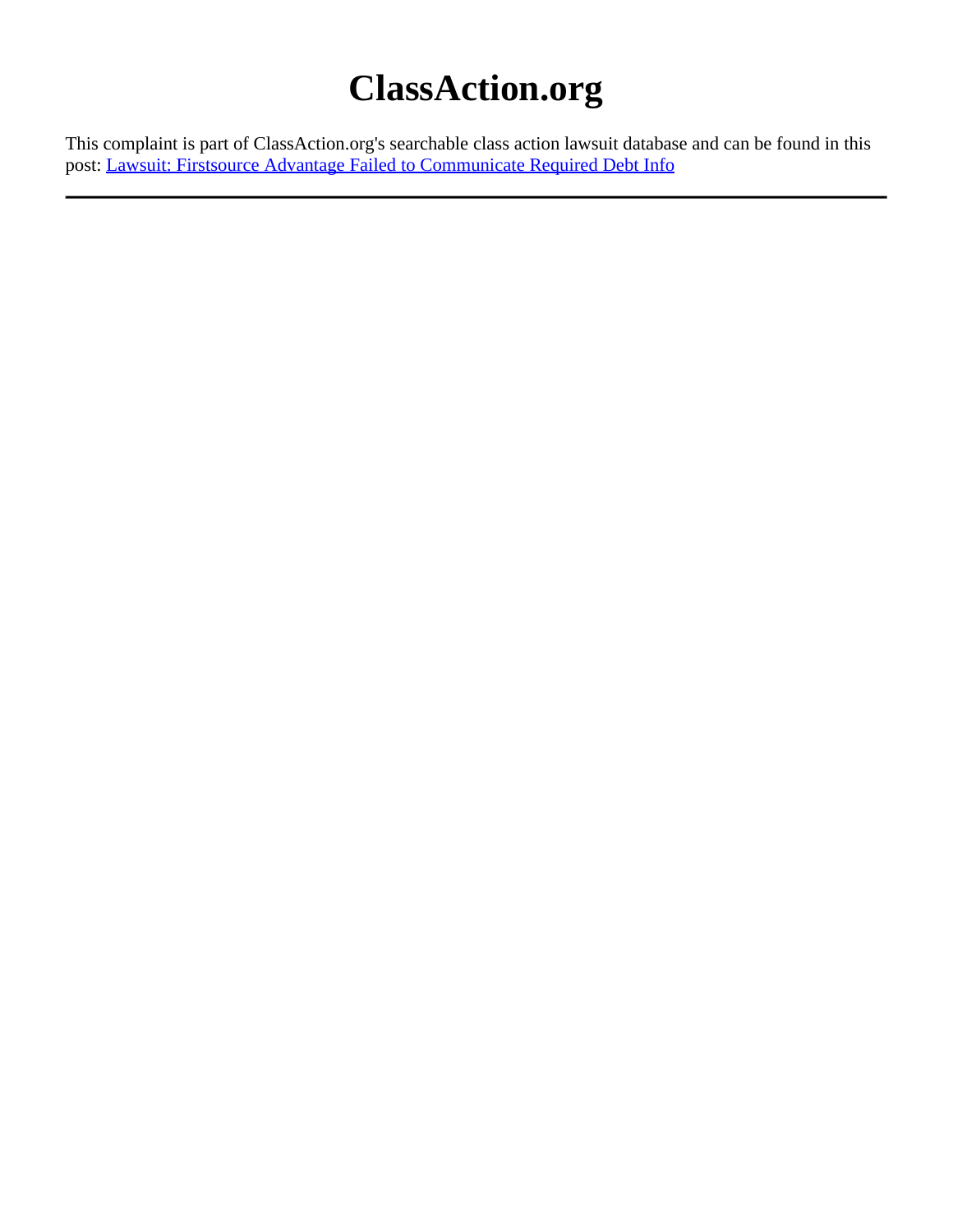# ClassAction.org

This complaint is part of ClassAction.org's searchable class action lawsuit database and can be found in this post: [Lawsuit: Firstsource Advantage Failed to Communicate Required Debt Info]()

---